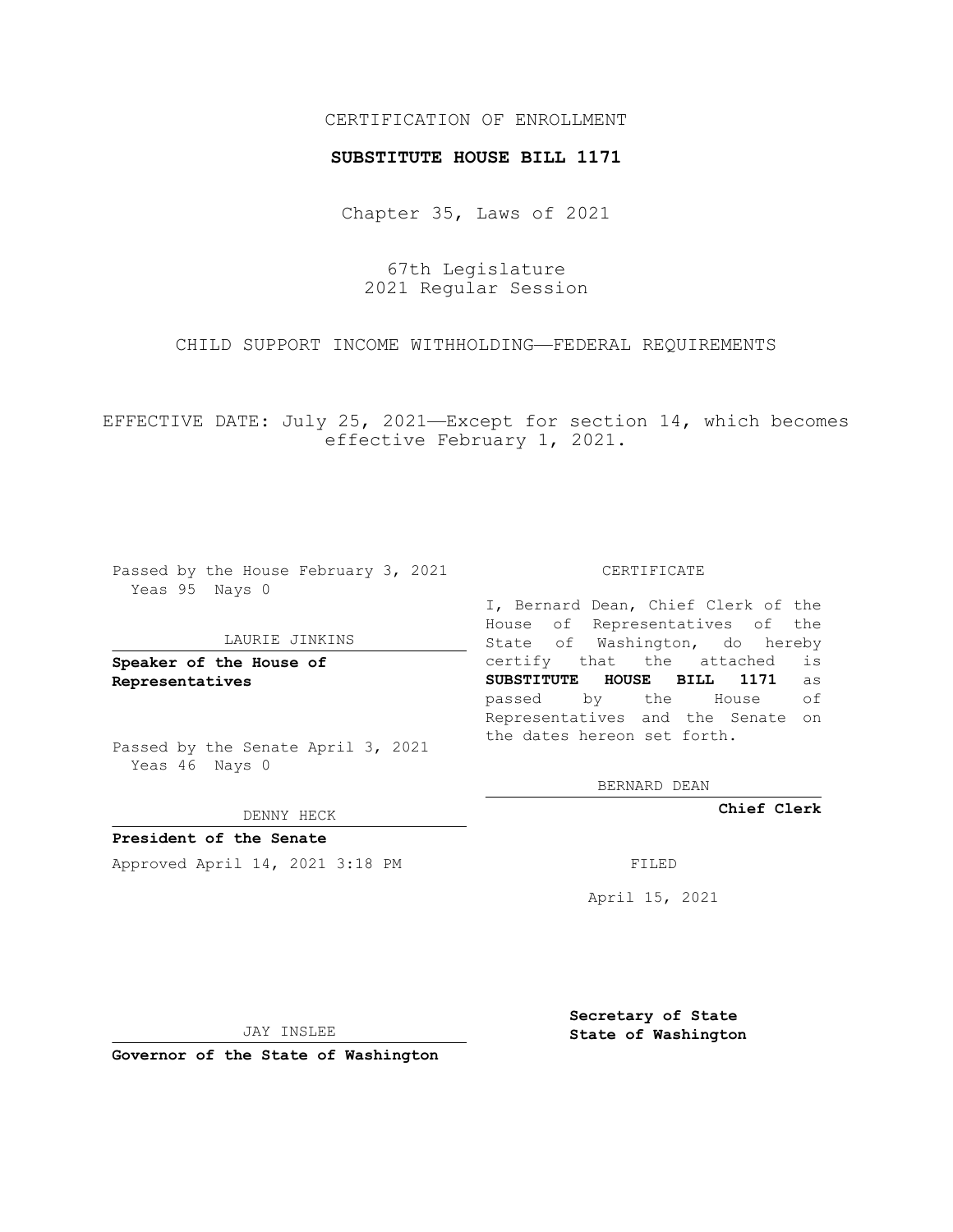CERTIFICATION OF ENROLLMENT

**SUBSTITUTE HOUSE BILL 1171**

Chapter 35, Laws of 2021

67th Legislature
2021 Regular Session

CHILD SUPPORT INCOME WITHHOLDING—FEDERAL REQUIREMENTS

EFFECTIVE DATE: July 25, 2021—Except for section 14, which becomes effective February 1, 2021.

Passed by the House February 3, 2021
Yeas 95 Nays 0

LAURIE JINKINS

**Speaker of the House of Representatives**

Passed by the Senate April 3, 2021
Yeas 46 Nays 0

DENNY HECK

**President of the Senate**

Approved April 14, 2021 3:18 PM

JAY INSLEE

**Governor of the State of Washington**

CERTIFICATE

I, Bernard Dean, Chief Clerk of the House of Representatives of the State of Washington, do hereby certify that the attached is **SUBSTITUTE HOUSE BILL 1171** as passed by the House of Representatives and the Senate on the dates hereon set forth.

BERNARD DEAN

**Chief Clerk**

FILED

April 15, 2021

**Secretary of State**
**State of Washington**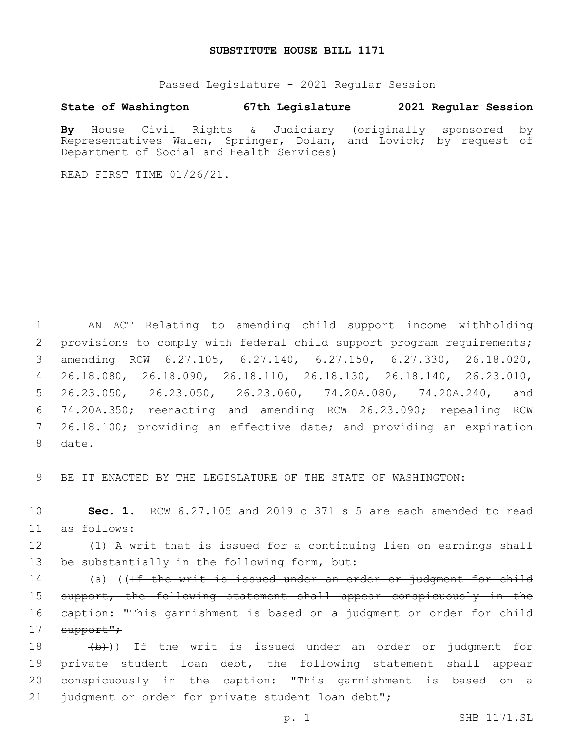# SUBSTITUTE HOUSE BILL 1171

Passed Legislature - 2021 Regular Session

**State of Washington 67th Legislature 2021 Regular Session**

**By** House Civil Rights & Judiciary (originally sponsored by Representatives Walen, Springer, Dolan, and Lovick; by request of Department of Social and Health Services)

READ FIRST TIME 01/26/21.

1 AN ACT Relating to amending child support income withholding 2 provisions to comply with federal child support program requirements; 3 amending RCW 6.27.105, 6.27.140, 6.27.150, 6.27.330, 26.18.020, 4 26.18.080, 26.18.090, 26.18.110, 26.18.130, 26.18.140, 26.23.010, 5 26.23.050, 26.23.050, 26.23.060, 74.20A.080, 74.20A.240, and 6 74.20A.350; reenacting and amending RCW 26.23.090; repealing RCW 7 26.18.100; providing an effective date; and providing an expiration 8 date.

9 BE IT ENACTED BY THE LEGISLATURE OF THE STATE OF WASHINGTON:

10 **Sec. 1.** RCW 6.27.105 and 2019 c 371 s 5 are each amended to read 11 as follows:

12 (1) A writ that is issued for a continuing lien on earnings shall 13 be substantially in the following form, but:

14 (a) ((~~If the writ is issued under an order or judgment for child~~ 15 ~~support, the following statement shall appear conspicuously in the~~ 16 ~~caption: "This garnishment is based on a judgment or order for child~~ 17 ~~support";~~

18 ~~(b)~~)) If the writ is issued under an order or judgment for 19 private student loan debt, the following statement shall appear 20 conspicuously in the caption: "This garnishment is based on a 21 judgment or order for private student loan debt";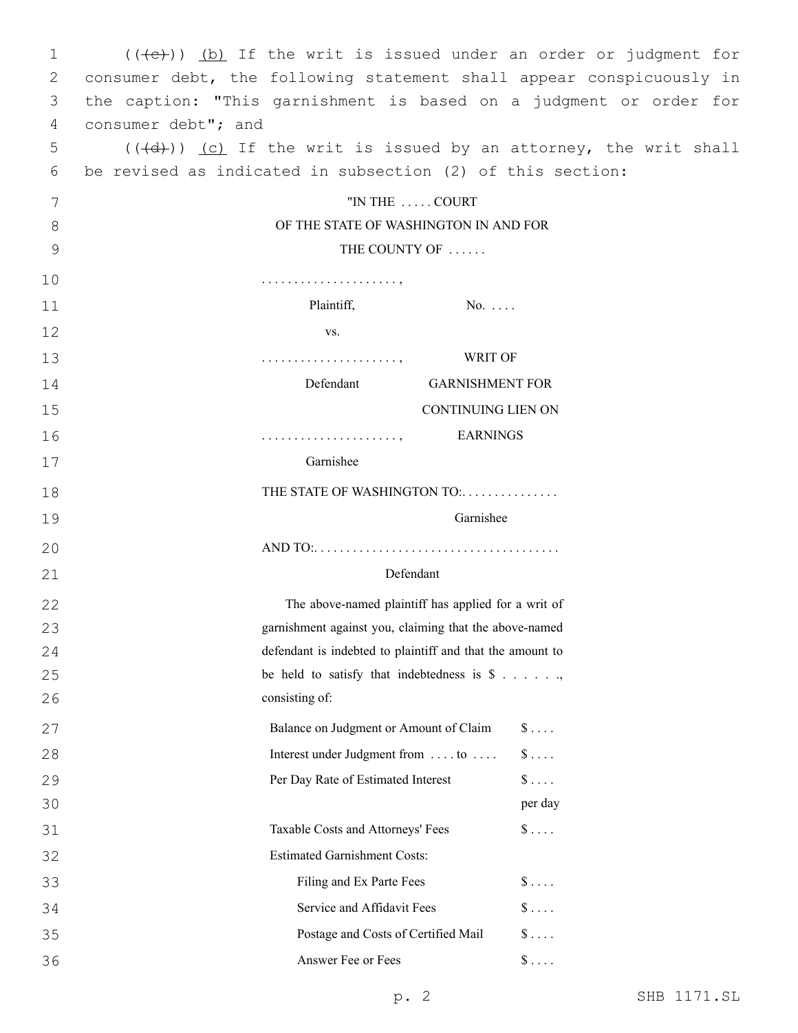(((c))) <u>(b)</u> If the writ is issued under an order or judgment for consumer debt, the following statement shall appear conspicuously in the caption: "This garnishment is based on a judgment or order for consumer debt"; and

(((d))) <u>(c)</u> If the writ is issued by an attorney, the writ shall be revised as indicated in subsection (2) of this section:

"IN THE . . . . . COURT
OF THE STATE OF WASHINGTON IN AND FOR
THE COUNTY OF . . . . . .

| | |
|---|---|
| . . . . . . . . . . . . . . . . . . . . ., | |
| Plaintiff, | No. . . . . |
| vs. | |
| . . . . . . . . . . . . . . . . . . . . ., | WRIT OF GARNISHMENT FOR CONTINUING LIEN ON EARNINGS |
| Defendant | |
| . . . . . . . . . . . . . . . . . . . . ., | |
| Garnishee | |

THE STATE OF WASHINGTON TO:. . . . . . . . . . . . . . .
Garnishee

AND TO:. . . . . . . . . . . . . . . . . . . . . . . . . . . . . . . . . . . . .
Defendant

The above-named plaintiff has applied for a writ of garnishment against you, claiming that the above-named defendant is indebted to plaintiff and that the amount to be held to satisfy that indebtedness is $ . . . . . ., consisting of:

| | |
|---|---|
| Balance on Judgment or Amount of Claim | $ . . . . |
| Interest under Judgment from . . . . to . . . . | $ . . . . |
| Per Day Rate of Estimated Interest | $ . . . . per day |
| Taxable Costs and Attorneys' Fees | $ . . . . |
| Estimated Garnishment Costs: | |
| Filing and Ex Parte Fees | $ . . . . |
| Service and Affidavit Fees | $ . . . . |
| Postage and Costs of Certified Mail | $ . . . . |
| Answer Fee or Fees | $ . . . . |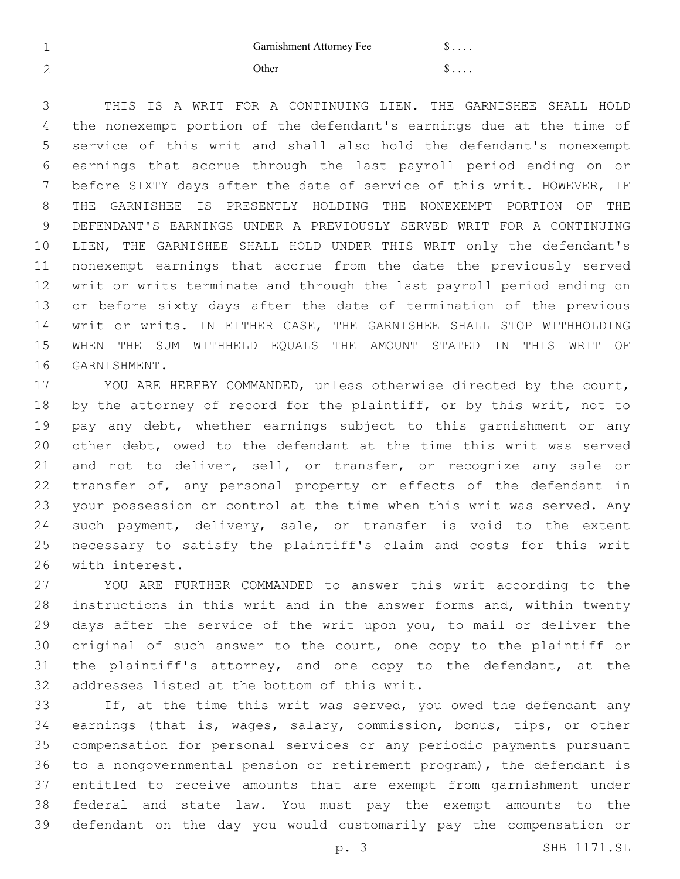| | |
|---|---|
| Garnishment Attorney Fee | $ . . . . |
| Other | $ . . . . |

THIS IS A WRIT FOR A CONTINUING LIEN. THE GARNISHEE SHALL HOLD the nonexempt portion of the defendant's earnings due at the time of service of this writ and shall also hold the defendant's nonexempt earnings that accrue through the last payroll period ending on or before SIXTY days after the date of service of this writ. HOWEVER, IF THE GARNISHEE IS PRESENTLY HOLDING THE NONEXEMPT PORTION OF THE DEFENDANT'S EARNINGS UNDER A PREVIOUSLY SERVED WRIT FOR A CONTINUING LIEN, THE GARNISHEE SHALL HOLD UNDER THIS WRIT only the defendant's nonexempt earnings that accrue from the date the previously served writ or writs terminate and through the last payroll period ending on or before sixty days after the date of termination of the previous writ or writs. IN EITHER CASE, THE GARNISHEE SHALL STOP WITHHOLDING WHEN THE SUM WITHHELD EQUALS THE AMOUNT STATED IN THIS WRIT OF GARNISHMENT.

YOU ARE HEREBY COMMANDED, unless otherwise directed by the court, by the attorney of record for the plaintiff, or by this writ, not to pay any debt, whether earnings subject to this garnishment or any other debt, owed to the defendant at the time this writ was served and not to deliver, sell, or transfer, or recognize any sale or transfer of, any personal property or effects of the defendant in your possession or control at the time when this writ was served. Any such payment, delivery, sale, or transfer is void to the extent necessary to satisfy the plaintiff's claim and costs for this writ with interest.

YOU ARE FURTHER COMMANDED to answer this writ according to the instructions in this writ and in the answer forms and, within twenty days after the service of the writ upon you, to mail or deliver the original of such answer to the court, one copy to the plaintiff or the plaintiff's attorney, and one copy to the defendant, at the addresses listed at the bottom of this writ.

If, at the time this writ was served, you owed the defendant any earnings (that is, wages, salary, commission, bonus, tips, or other compensation for personal services or any periodic payments pursuant to a nongovernmental pension or retirement program), the defendant is entitled to receive amounts that are exempt from garnishment under federal and state law. You must pay the exempt amounts to the defendant on the day you would customarily pay the compensation or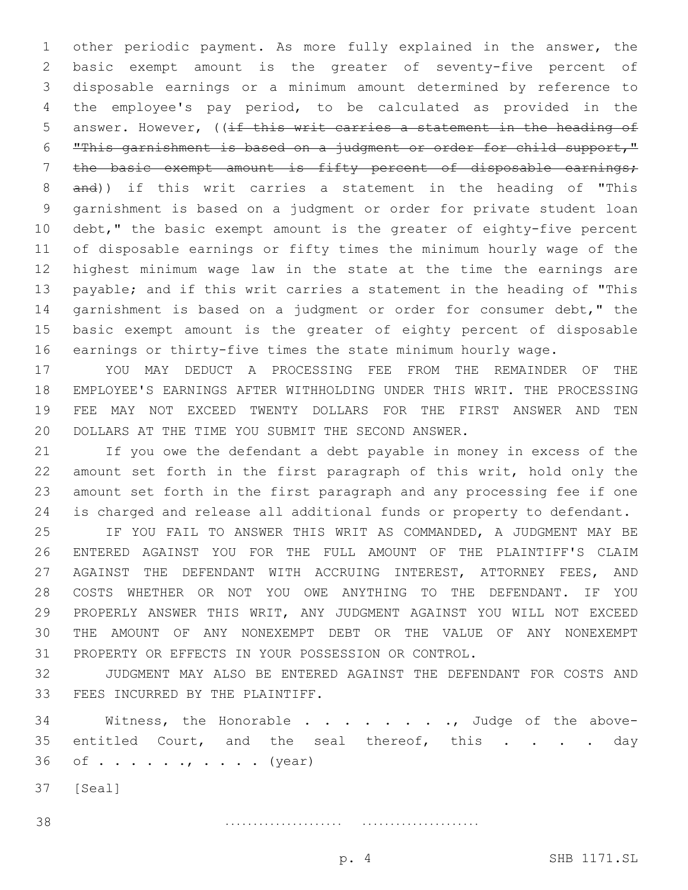other periodic payment. As more fully explained in the answer, the basic exempt amount is the greater of seventy-five percent of disposable earnings or a minimum amount determined by reference to the employee's pay period, to be calculated as provided in the answer. However, ((~~if this writ carries a statement in the heading of "This garnishment is based on a judgment or order for child support," the basic exempt amount is fifty percent of disposable earnings; and~~)) if this writ carries a statement in the heading of "This garnishment is based on a judgment or order for private student loan debt," the basic exempt amount is the greater of eighty-five percent of disposable earnings or fifty times the minimum hourly wage of the highest minimum wage law in the state at the time the earnings are payable; and if this writ carries a statement in the heading of "This garnishment is based on a judgment or order for consumer debt," the basic exempt amount is the greater of eighty percent of disposable earnings or thirty-five times the state minimum hourly wage.

YOU MAY DEDUCT A PROCESSING FEE FROM THE REMAINDER OF THE EMPLOYEE'S EARNINGS AFTER WITHHOLDING UNDER THIS WRIT. THE PROCESSING FEE MAY NOT EXCEED TWENTY DOLLARS FOR THE FIRST ANSWER AND TEN DOLLARS AT THE TIME YOU SUBMIT THE SECOND ANSWER.

If you owe the defendant a debt payable in money in excess of the amount set forth in the first paragraph of this writ, hold only the amount set forth in the first paragraph and any processing fee if one is charged and release all additional funds or property to defendant.

IF YOU FAIL TO ANSWER THIS WRIT AS COMMANDED, A JUDGMENT MAY BE ENTERED AGAINST YOU FOR THE FULL AMOUNT OF THE PLAINTIFF'S CLAIM AGAINST THE DEFENDANT WITH ACCRUING INTEREST, ATTORNEY FEES, AND COSTS WHETHER OR NOT YOU OWE ANYTHING TO THE DEFENDANT. IF YOU PROPERLY ANSWER THIS WRIT, ANY JUDGMENT AGAINST YOU WILL NOT EXCEED THE AMOUNT OF ANY NONEXEMPT DEBT OR THE VALUE OF ANY NONEXEMPT PROPERTY OR EFFECTS IN YOUR POSSESSION OR CONTROL.

JUDGMENT MAY ALSO BE ENTERED AGAINST THE DEFENDANT FOR COSTS AND FEES INCURRED BY THE PLAINTIFF.

Witness, the Honorable . . . . . . . . ., Judge of the above-entitled Court, and the seal thereof, this . . . . . day of . . . . . ., . . . . (year)

[Seal]

.................... ....................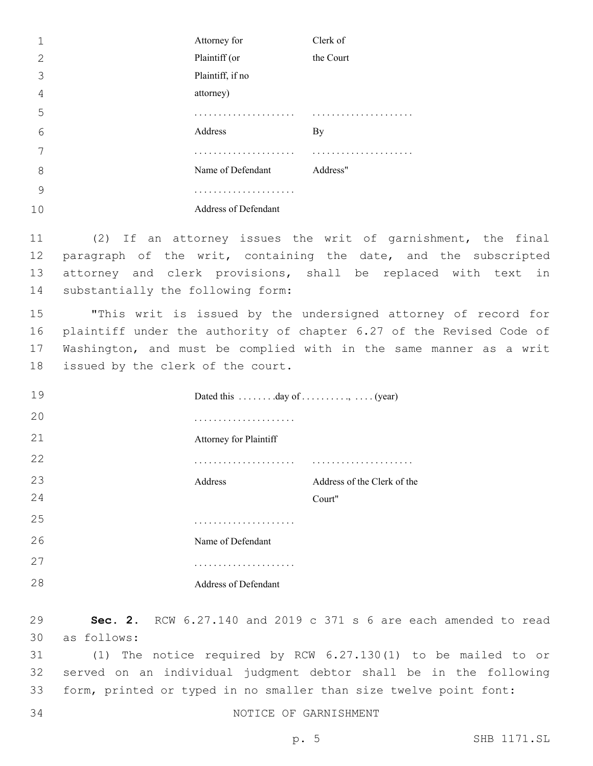| Attorney for Plaintiff (or Plaintiff, if no attorney) | Clerk of the Court |
|---|---|
| ..................... | ..................... |
| Address | By |
| ..................... | ..................... |
| Name of Defendant | Address" |
| ..................... | |
| Address of Defendant | |

(2) If an attorney issues the writ of garnishment, the final paragraph of the writ, containing the date, and the subscripted attorney and clerk provisions, shall be replaced with text in substantially the following form:

"This writ is issued by the undersigned attorney of record for plaintiff under the authority of chapter 6.27 of the Revised Code of Washington, and must be complied with in the same manner as a writ issued by the clerk of the court.

Dated this ........day of .........., .... (year)

| | |
|---|---|
| ..................... | |
| Attorney for Plaintiff | |
| ..................... | ..................... |
| Address | Address of the Clerk of the Court" |
| ..................... | |
| Name of Defendant | |
| ..................... | |
| Address of Defendant | |

**Sec. 2.** RCW 6.27.140 and 2019 c 371 s 6 are each amended to read as follows:

(1) The notice required by RCW 6.27.130(1) to be mailed to or served on an individual judgment debtor shall be in the following form, printed or typed in no smaller than size twelve point font:

NOTICE OF GARNISHMENT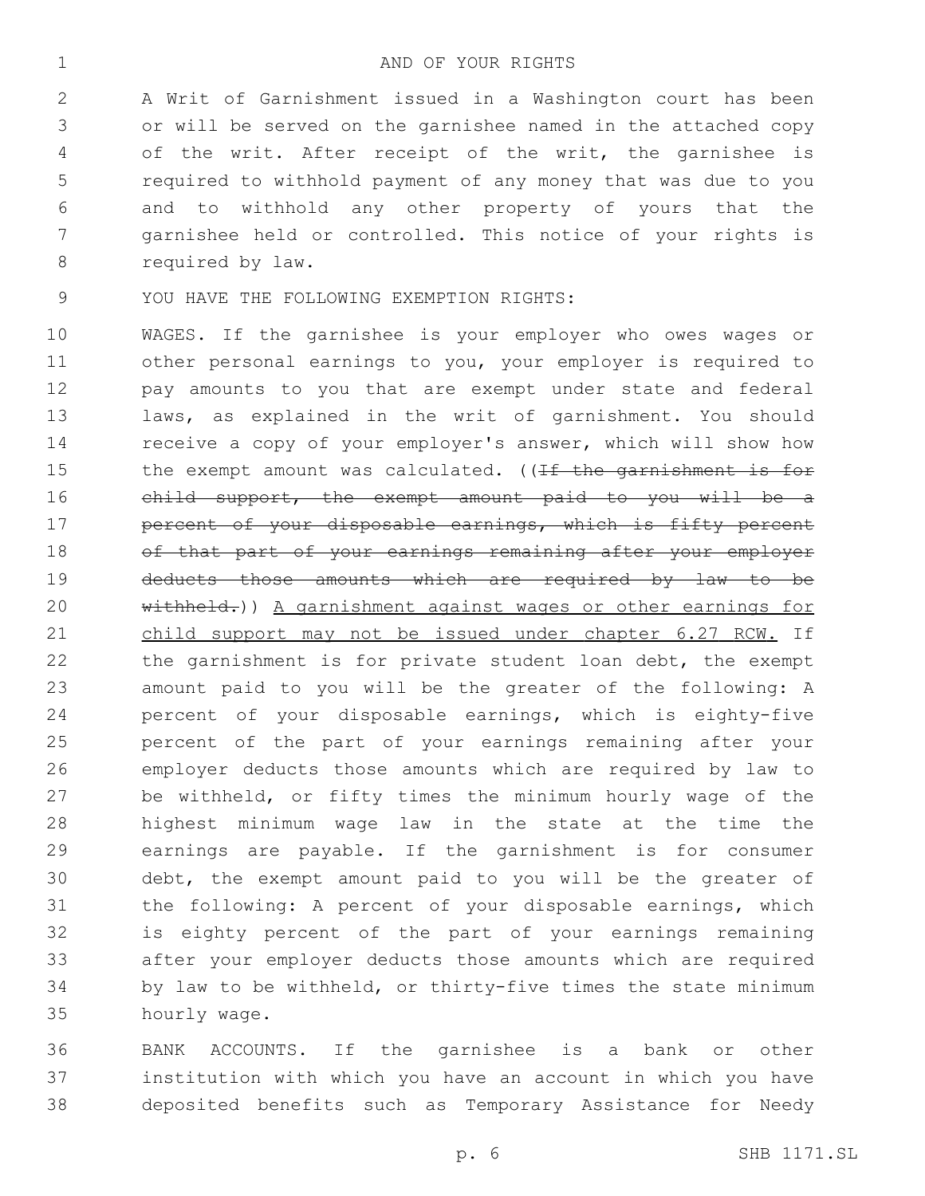AND OF YOUR RIGHTS

A Writ of Garnishment issued in a Washington court has been or will be served on the garnishee named in the attached copy of the writ. After receipt of the writ, the garnishee is required to withhold payment of any money that was due to you and to withhold any other property of yours that the garnishee held or controlled. This notice of your rights is required by law.

YOU HAVE THE FOLLOWING EXEMPTION RIGHTS:

WAGES. If the garnishee is your employer who owes wages or other personal earnings to you, your employer is required to pay amounts to you that are exempt under state and federal laws, as explained in the writ of garnishment. You should receive a copy of your employer's answer, which will show how the exempt amount was calculated. ((~~If the garnishment is for child support, the exempt amount paid to you will be a percent of your disposable earnings, which is fifty percent of that part of your earnings remaining after your employer deducts those amounts which are required by law to be withheld.~~)) A garnishment against wages or other earnings for child support may not be issued under chapter 6.27 RCW. If the garnishment is for private student loan debt, the exempt amount paid to you will be the greater of the following: A percent of your disposable earnings, which is eighty-five percent of the part of your earnings remaining after your employer deducts those amounts which are required by law to be withheld, or fifty times the minimum hourly wage of the highest minimum wage law in the state at the time the earnings are payable. If the garnishment is for consumer debt, the exempt amount paid to you will be the greater of the following: A percent of your disposable earnings, which is eighty percent of the part of your earnings remaining after your employer deducts those amounts which are required by law to be withheld, or thirty-five times the state minimum hourly wage.

BANK ACCOUNTS. If the garnishee is a bank or other institution with which you have an account in which you have deposited benefits such as Temporary Assistance for Needy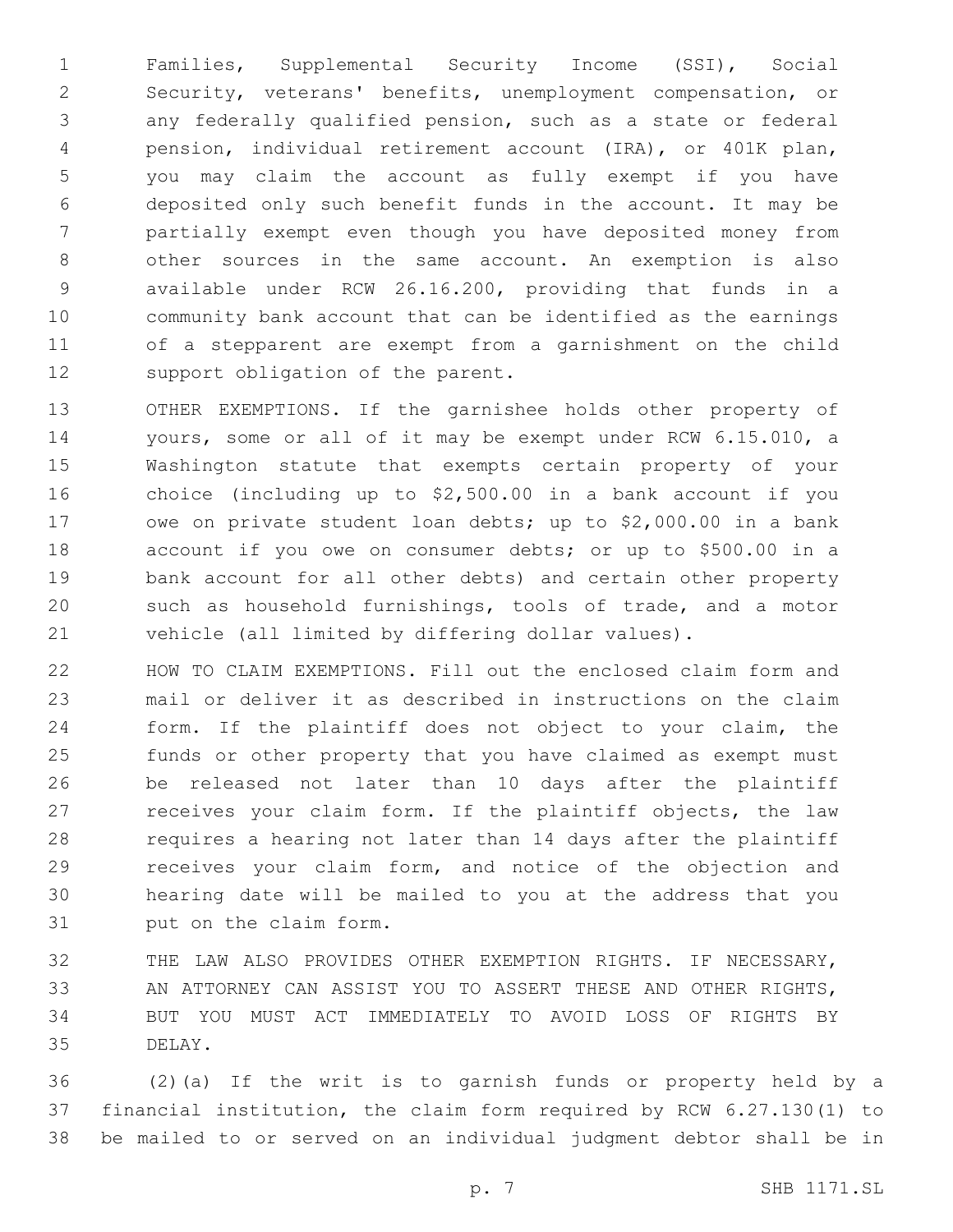Families, Supplemental Security Income (SSI), Social Security, veterans' benefits, unemployment compensation, or any federally qualified pension, such as a state or federal pension, individual retirement account (IRA), or 401K plan, you may claim the account as fully exempt if you have deposited only such benefit funds in the account. It may be partially exempt even though you have deposited money from other sources in the same account. An exemption is also available under RCW 26.16.200, providing that funds in a community bank account that can be identified as the earnings of a stepparent are exempt from a garnishment on the child support obligation of the parent.

OTHER EXEMPTIONS. If the garnishee holds other property of yours, some or all of it may be exempt under RCW 6.15.010, a Washington statute that exempts certain property of your choice (including up to $2,500.00 in a bank account if you owe on private student loan debts; up to $2,000.00 in a bank account if you owe on consumer debts; or up to $500.00 in a bank account for all other debts) and certain other property such as household furnishings, tools of trade, and a motor vehicle (all limited by differing dollar values).

HOW TO CLAIM EXEMPTIONS. Fill out the enclosed claim form and mail or deliver it as described in instructions on the claim form. If the plaintiff does not object to your claim, the funds or other property that you have claimed as exempt must be released not later than 10 days after the plaintiff receives your claim form. If the plaintiff objects, the law requires a hearing not later than 14 days after the plaintiff receives your claim form, and notice of the objection and hearing date will be mailed to you at the address that you put on the claim form.

THE LAW ALSO PROVIDES OTHER EXEMPTION RIGHTS. IF NECESSARY, AN ATTORNEY CAN ASSIST YOU TO ASSERT THESE AND OTHER RIGHTS, BUT YOU MUST ACT IMMEDIATELY TO AVOID LOSS OF RIGHTS BY DELAY.

(2)(a) If the writ is to garnish funds or property held by a financial institution, the claim form required by RCW 6.27.130(1) to be mailed to or served on an individual judgment debtor shall be in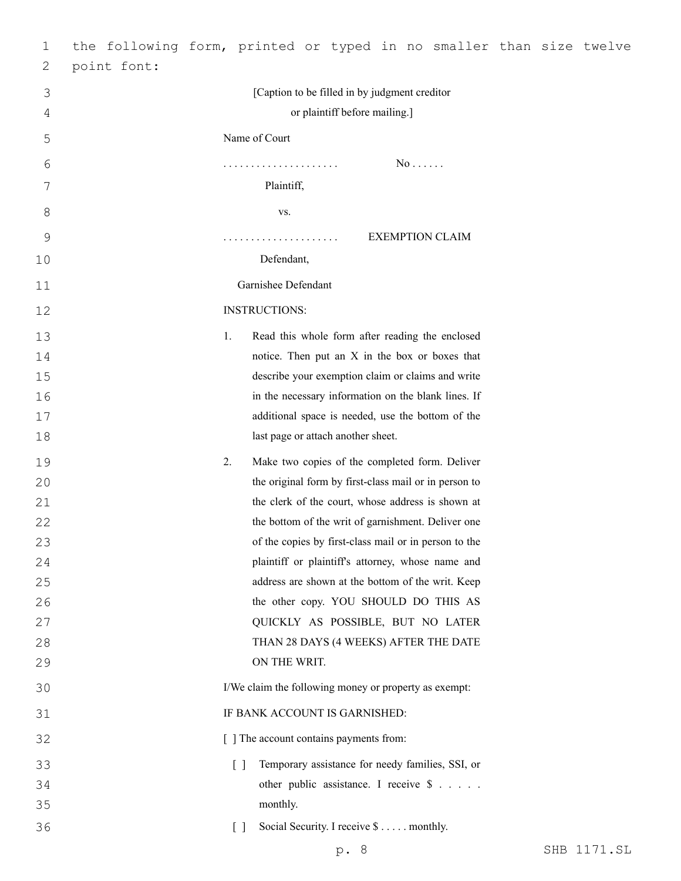the following form, printed or typed in no smaller than size twelve point font:

[Caption to be filled in by judgment creditor or plaintiff before mailing.]

Name of Court

| | |
|---|---|
| . . . . . . . . . . . . . . . . . . . . . | No . . . . . . |
| Plaintiff, | |
| vs. | |
| . . . . . . . . . . . . . . . . . . . . . | EXEMPTION CLAIM |
| Defendant, | |
| Garnishee Defendant | |

INSTRUCTIONS:

1. Read this whole form after reading the enclosed notice. Then put an X in the box or boxes that describe your exemption claim or claims and write in the necessary information on the blank lines. If additional space is needed, use the bottom of the last page or attach another sheet.

2. Make two copies of the completed form. Deliver the original form by first-class mail or in person to the clerk of the court, whose address is shown at the bottom of the writ of garnishment. Deliver one of the copies by first-class mail or in person to the plaintiff or plaintiff's attorney, whose name and address are shown at the bottom of the writ. Keep the other copy. YOU SHOULD DO THIS AS QUICKLY AS POSSIBLE, BUT NO LATER THAN 28 DAYS (4 WEEKS) AFTER THE DATE ON THE WRIT.

I/We claim the following money or property as exempt:

IF BANK ACCOUNT IS GARNISHED:

[ ] The account contains payments from:

- [ ] Temporary assistance for needy families, SSI, or other public assistance. I receive $ . . . . . monthly.
- [ ] Social Security. I receive $ . . . . . monthly.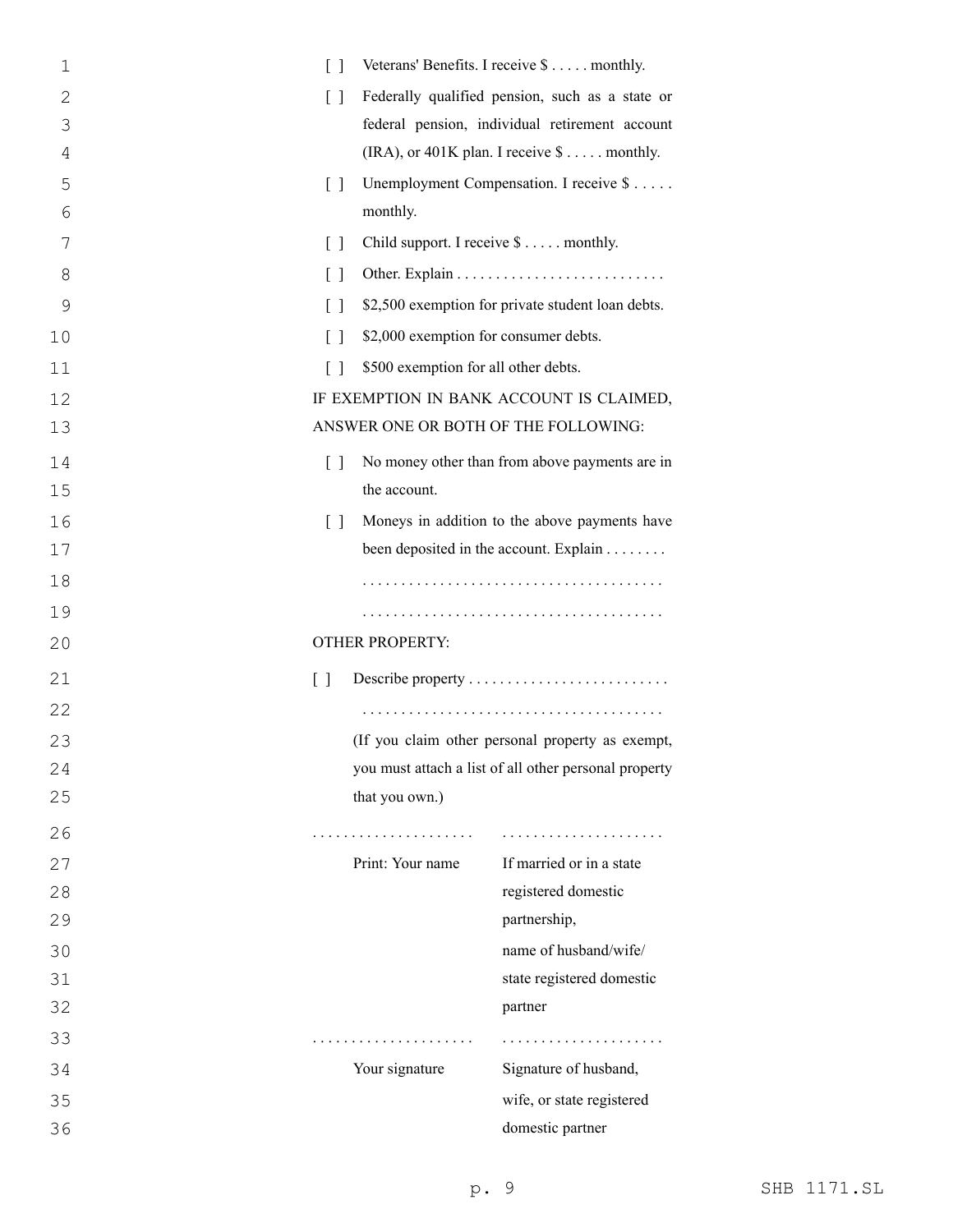[ ] Veterans' Benefits. I receive $ . . . . . monthly.

[ ] Federally qualified pension, such as a state or federal pension, individual retirement account (IRA), or 401K plan. I receive $ . . . . . monthly.

[ ] Unemployment Compensation. I receive $ . . . . . monthly.

[ ] Child support. I receive $ . . . . . monthly.

[ ] Other. Explain . . . . . . . . . . . . . . . . . . . . . . . . . . .

[ ] $2,500 exemption for private student loan debts.

[ ] $2,000 exemption for consumer debts.

[ ] $500 exemption for all other debts.

IF EXEMPTION IN BANK ACCOUNT IS CLAIMED, ANSWER ONE OR BOTH OF THE FOLLOWING:

[ ] No money other than from above payments are in the account.

[ ] Moneys in addition to the above payments have been deposited in the account. Explain . . . . . . . .
. . . . . . . . . . . . . . . . . . . . . . . . . . . . . . . . . . . . . .
. . . . . . . . . . . . . . . . . . . . . . . . . . . . . . . . . . . . . .

OTHER PROPERTY:

[ ] Describe property . . . . . . . . . . . . . . . . . . . . . . . . . .
. . . . . . . . . . . . . . . . . . . . . . . . . . . . . . . . . . . . . .
(If you claim other personal property as exempt, you must attach a list of all other personal property that you own.)

| . . . . . . . . . . . . . . . . . . . . . | . . . . . . . . . . . . . . . . . . . . . |
|---|---|
| Print: Your name | If married or in a state registered domestic partnership, name of husband/wife/ state registered domestic partner |
| . . . . . . . . . . . . . . . . . . . . . | . . . . . . . . . . . . . . . . . . . . . |
| Your signature | Signature of husband, wife, or state registered domestic partner |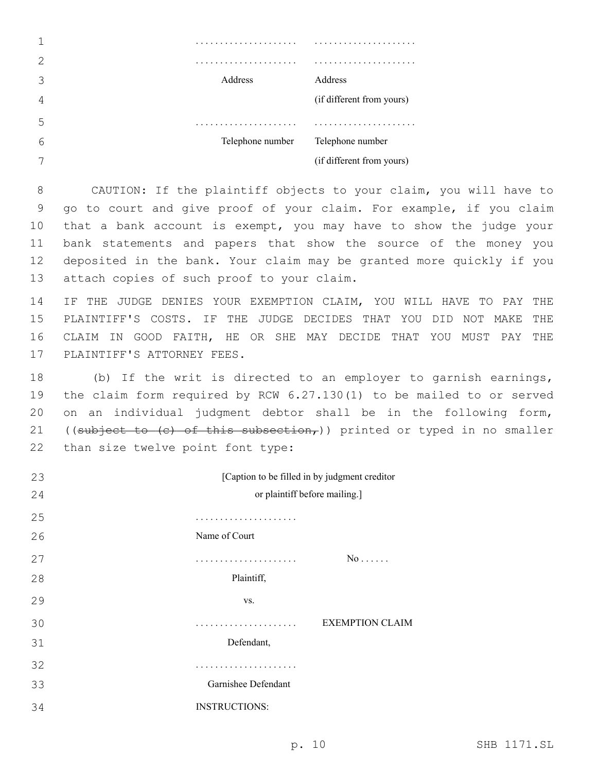| ..................... | ..................... |
|---|---|
| ..................... | ..................... |
| Address | Address (if different from yours) |
| ..................... | ..................... |
| Telephone number | Telephone number (if different from yours) |

CAUTION: If the plaintiff objects to your claim, you will have to go to court and give proof of your claim. For example, if you claim that a bank account is exempt, you may have to show the judge your bank statements and papers that show the source of the money you deposited in the bank. Your claim may be granted more quickly if you attach copies of such proof to your claim.

IF THE JUDGE DENIES YOUR EXEMPTION CLAIM, YOU WILL HAVE TO PAY THE PLAINTIFF'S COSTS. IF THE JUDGE DECIDES THAT YOU DID NOT MAKE THE CLAIM IN GOOD FAITH, HE OR SHE MAY DECIDE THAT YOU MUST PAY THE PLAINTIFF'S ATTORNEY FEES.

(b) If the writ is directed to an employer to garnish earnings, the claim form required by RCW 6.27.130(1) to be mailed to or served on an individual judgment debtor shall be in the following form, ((~~subject to (c) of this subsection,~~)) printed or typed in no smaller than size twelve point font type:

[Caption to be filled in by judgment creditor or plaintiff before mailing.]

.....................
Name of Court

| | |
|---|---|
| ..................... | No ...... |
| Plaintiff, | |
| vs. | |
| ..................... | EXEMPTION CLAIM |
| Defendant, | |
| ..................... | |
| Garnishee Defendant | |

INSTRUCTIONS: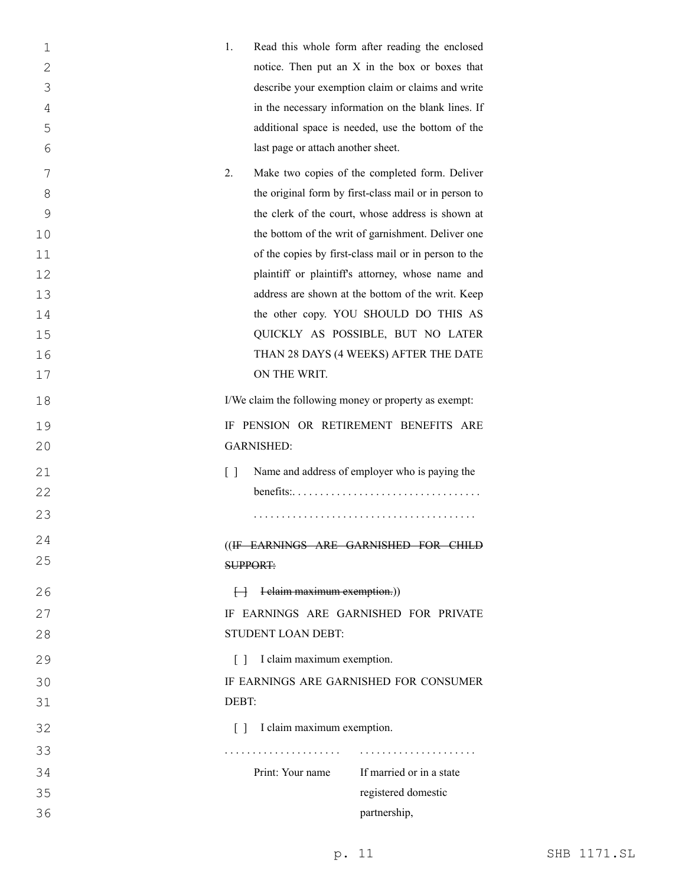1. Read this whole form after reading the enclosed notice. Then put an X in the box or boxes that describe your exemption claim or claims and write in the necessary information on the blank lines. If additional space is needed, use the bottom of the last page or attach another sheet.

2. Make two copies of the completed form. Deliver the original form by first-class mail or in person to the clerk of the court, whose address is shown at the bottom of the writ of garnishment. Deliver one of the copies by first-class mail or in person to the plaintiff or plaintiff's attorney, whose name and address are shown at the bottom of the writ. Keep the other copy. YOU SHOULD DO THIS AS QUICKLY AS POSSIBLE, BUT NO LATER THAN 28 DAYS (4 WEEKS) AFTER THE DATE ON THE WRIT.

I/We claim the following money or property as exempt:

IF PENSION OR RETIREMENT BENEFITS ARE GARNISHED:

[ ] Name and address of employer who is paying the benefits:. . . . . . . . . . . . . . . . . . . . . . . . . . . . . . . . .
. . . . . . . . . . . . . . . . . . . . . . . . . . . . . . . . . . . . . . .

((~~IF EARNINGS ARE GARNISHED FOR CHILD SUPPORT:~~

~~[ ] I claim maximum exemption.~~))

IF EARNINGS ARE GARNISHED FOR PRIVATE STUDENT LOAN DEBT:

[ ] I claim maximum exemption.

IF EARNINGS ARE GARNISHED FOR CONSUMER DEBT:

[ ] I claim maximum exemption.

| . . . . . . . . . . . . . . . . . . . . . | . . . . . . . . . . . . . . . . . . . . . |
|---|---|
| Print: Your name | If married or in a state registered domestic partnership, |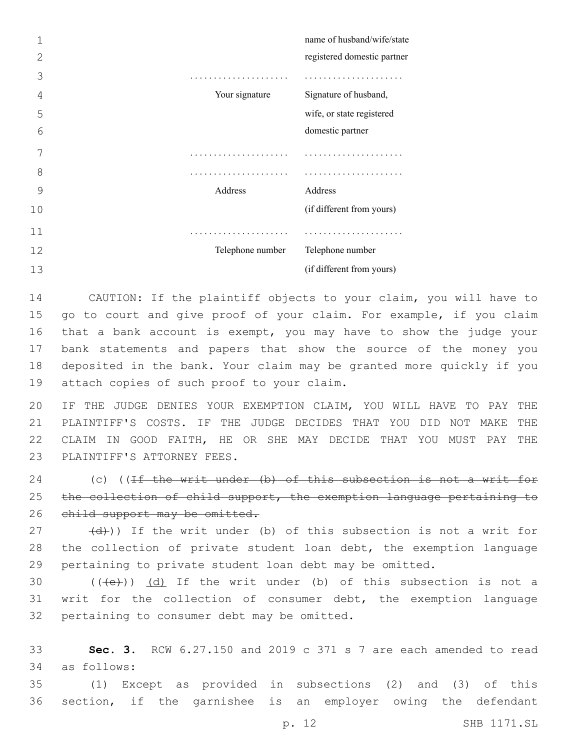| | |
|---|---|
| | name of husband/wife/state registered domestic partner |
| ..................... | ..................... |
| Your signature | Signature of husband, wife, or state registered domestic partner |
| ..................... | ..................... |
| ..................... | ..................... |
| Address | Address (if different from yours) |
| ..................... | ..................... |
| Telephone number | Telephone number (if different from yours) |

CAUTION: If the plaintiff objects to your claim, you will have to go to court and give proof of your claim. For example, if you claim that a bank account is exempt, you may have to show the judge your bank statements and papers that show the source of the money you deposited in the bank. Your claim may be granted more quickly if you attach copies of such proof to your claim.

IF THE JUDGE DENIES YOUR EXEMPTION CLAIM, YOU WILL HAVE TO PAY THE PLAINTIFF'S COSTS. IF THE JUDGE DECIDES THAT YOU DID NOT MAKE THE CLAIM IN GOOD FAITH, HE OR SHE MAY DECIDE THAT YOU MUST PAY THE PLAINTIFF'S ATTORNEY FEES.

(c) ((~~If the writ under (b) of this subsection is not a writ for the collection of child support, the exemption language pertaining to child support may be omitted.~~

~~(d)~~)) If the writ under (b) of this subsection is not a writ for the collection of private student loan debt, the exemption language pertaining to private student loan debt may be omitted.

((~~(e)~~)) <u>(d)</u> If the writ under (b) of this subsection is not a writ for the collection of consumer debt, the exemption language pertaining to consumer debt may be omitted.

**Sec. 3.** RCW 6.27.150 and 2019 c 371 s 7 are each amended to read as follows:

(1) Except as provided in subsections (2) and (3) of this section, if the garnishee is an employer owing the defendant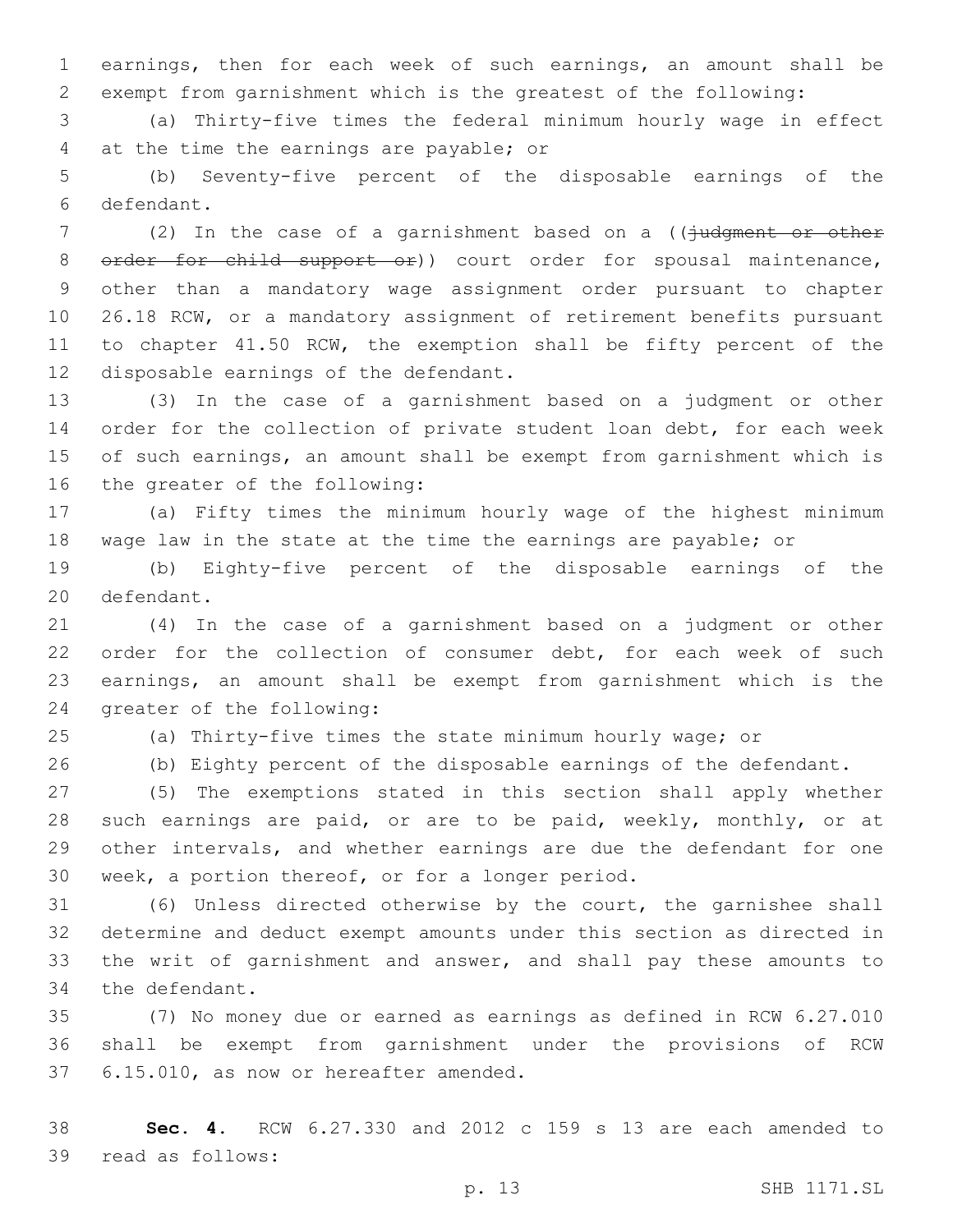earnings, then for each week of such earnings, an amount shall be exempt from garnishment which is the greatest of the following:

(a) Thirty-five times the federal minimum hourly wage in effect at the time the earnings are payable; or

(b) Seventy-five percent of the disposable earnings of the defendant.

(2) In the case of a garnishment based on a ((~~judgment or other order for child support or~~)) court order for spousal maintenance, other than a mandatory wage assignment order pursuant to chapter 26.18 RCW, or a mandatory assignment of retirement benefits pursuant to chapter 41.50 RCW, the exemption shall be fifty percent of the disposable earnings of the defendant.

(3) In the case of a garnishment based on a judgment or other order for the collection of private student loan debt, for each week of such earnings, an amount shall be exempt from garnishment which is the greater of the following:

(a) Fifty times the minimum hourly wage of the highest minimum wage law in the state at the time the earnings are payable; or

(b) Eighty-five percent of the disposable earnings of the defendant.

(4) In the case of a garnishment based on a judgment or other order for the collection of consumer debt, for each week of such earnings, an amount shall be exempt from garnishment which is the greater of the following:

(a) Thirty-five times the state minimum hourly wage; or

(b) Eighty percent of the disposable earnings of the defendant.

(5) The exemptions stated in this section shall apply whether such earnings are paid, or are to be paid, weekly, monthly, or at other intervals, and whether earnings are due the defendant for one week, a portion thereof, or for a longer period.

(6) Unless directed otherwise by the court, the garnishee shall determine and deduct exempt amounts under this section as directed in the writ of garnishment and answer, and shall pay these amounts to the defendant.

(7) No money due or earned as earnings as defined in RCW 6.27.010 shall be exempt from garnishment under the provisions of RCW 6.15.010, as now or hereafter amended.

**Sec. 4.** RCW 6.27.330 and 2012 c 159 s 13 are each amended to read as follows: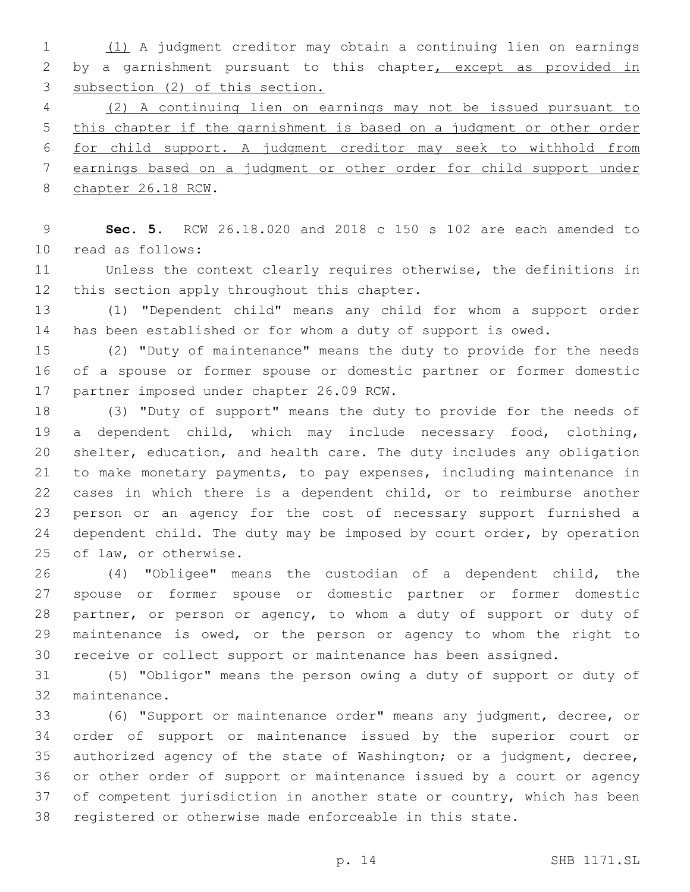(1) A judgment creditor may obtain a continuing lien on earnings by a garnishment pursuant to this chapter, except as provided in subsection (2) of this section.

(2) A continuing lien on earnings may not be issued pursuant to this chapter if the garnishment is based on a judgment or other order for child support. A judgment creditor may seek to withhold from earnings based on a judgment or other order for child support under chapter 26.18 RCW.

**Sec. 5.** RCW 26.18.020 and 2018 c 150 s 102 are each amended to read as follows:

Unless the context clearly requires otherwise, the definitions in this section apply throughout this chapter.

(1) "Dependent child" means any child for whom a support order has been established or for whom a duty of support is owed.

(2) "Duty of maintenance" means the duty to provide for the needs of a spouse or former spouse or domestic partner or former domestic partner imposed under chapter 26.09 RCW.

(3) "Duty of support" means the duty to provide for the needs of a dependent child, which may include necessary food, clothing, shelter, education, and health care. The duty includes any obligation to make monetary payments, to pay expenses, including maintenance in cases in which there is a dependent child, or to reimburse another person or an agency for the cost of necessary support furnished a dependent child. The duty may be imposed by court order, by operation of law, or otherwise.

(4) "Obligee" means the custodian of a dependent child, the spouse or former spouse or domestic partner or former domestic partner, or person or agency, to whom a duty of support or duty of maintenance is owed, or the person or agency to whom the right to receive or collect support or maintenance has been assigned.

(5) "Obligor" means the person owing a duty of support or duty of maintenance.

(6) "Support or maintenance order" means any judgment, decree, or order of support or maintenance issued by the superior court or authorized agency of the state of Washington; or a judgment, decree, or other order of support or maintenance issued by a court or agency of competent jurisdiction in another state or country, which has been registered or otherwise made enforceable in this state.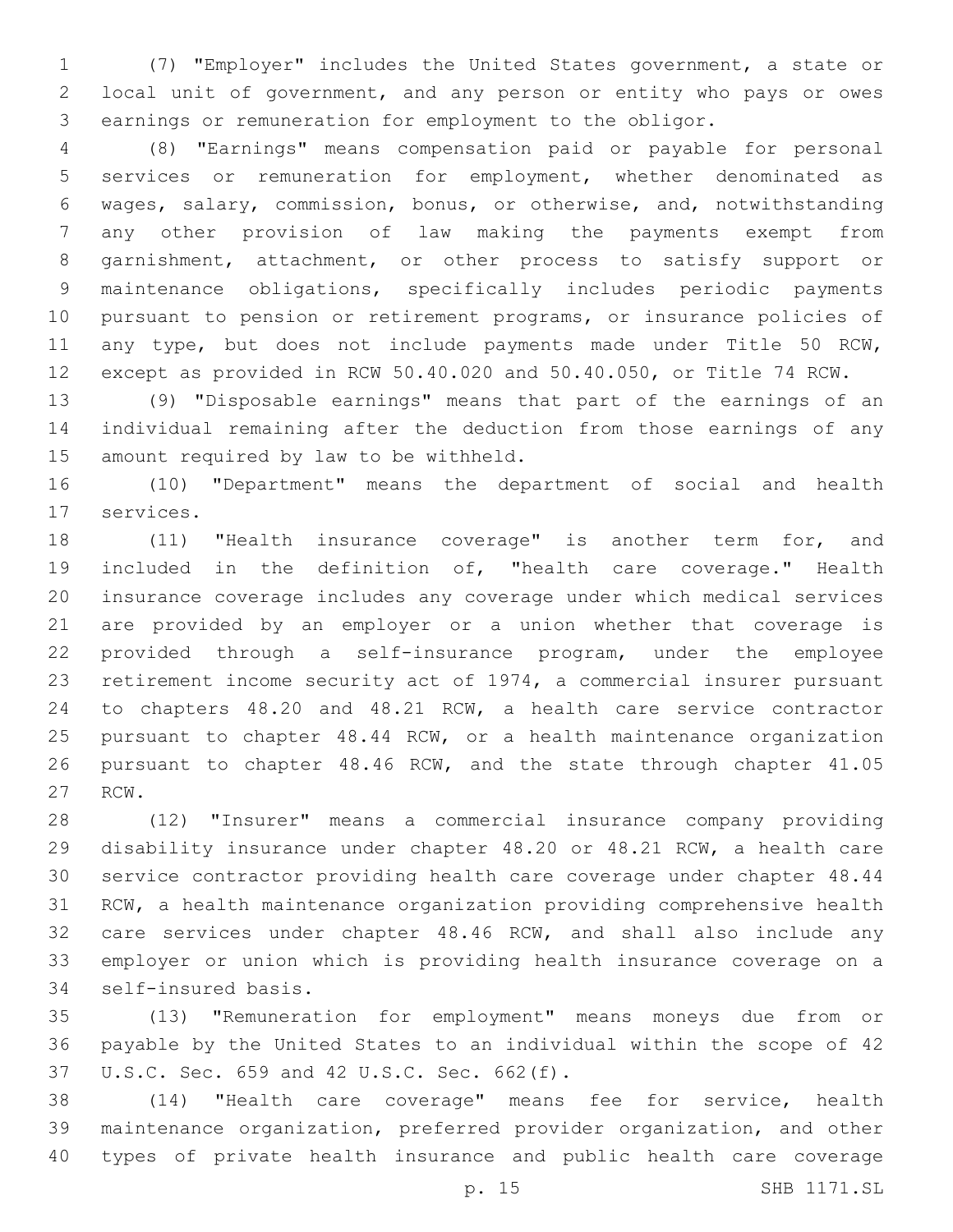(7) "Employer" includes the United States government, a state or local unit of government, and any person or entity who pays or owes earnings or remuneration for employment to the obligor.

(8) "Earnings" means compensation paid or payable for personal services or remuneration for employment, whether denominated as wages, salary, commission, bonus, or otherwise, and, notwithstanding any other provision of law making the payments exempt from garnishment, attachment, or other process to satisfy support or maintenance obligations, specifically includes periodic payments pursuant to pension or retirement programs, or insurance policies of any type, but does not include payments made under Title 50 RCW, except as provided in RCW 50.40.020 and 50.40.050, or Title 74 RCW.

(9) "Disposable earnings" means that part of the earnings of an individual remaining after the deduction from those earnings of any amount required by law to be withheld.

(10) "Department" means the department of social and health services.

(11) "Health insurance coverage" is another term for, and included in the definition of, "health care coverage." Health insurance coverage includes any coverage under which medical services are provided by an employer or a union whether that coverage is provided through a self-insurance program, under the employee retirement income security act of 1974, a commercial insurer pursuant to chapters 48.20 and 48.21 RCW, a health care service contractor pursuant to chapter 48.44 RCW, or a health maintenance organization pursuant to chapter 48.46 RCW, and the state through chapter 41.05 RCW.

(12) "Insurer" means a commercial insurance company providing disability insurance under chapter 48.20 or 48.21 RCW, a health care service contractor providing health care coverage under chapter 48.44 RCW, a health maintenance organization providing comprehensive health care services under chapter 48.46 RCW, and shall also include any employer or union which is providing health insurance coverage on a self-insured basis.

(13) "Remuneration for employment" means moneys due from or payable by the United States to an individual within the scope of 42 U.S.C. Sec. 659 and 42 U.S.C. Sec. 662(f).

(14) "Health care coverage" means fee for service, health maintenance organization, preferred provider organization, and other types of private health insurance and public health care coverage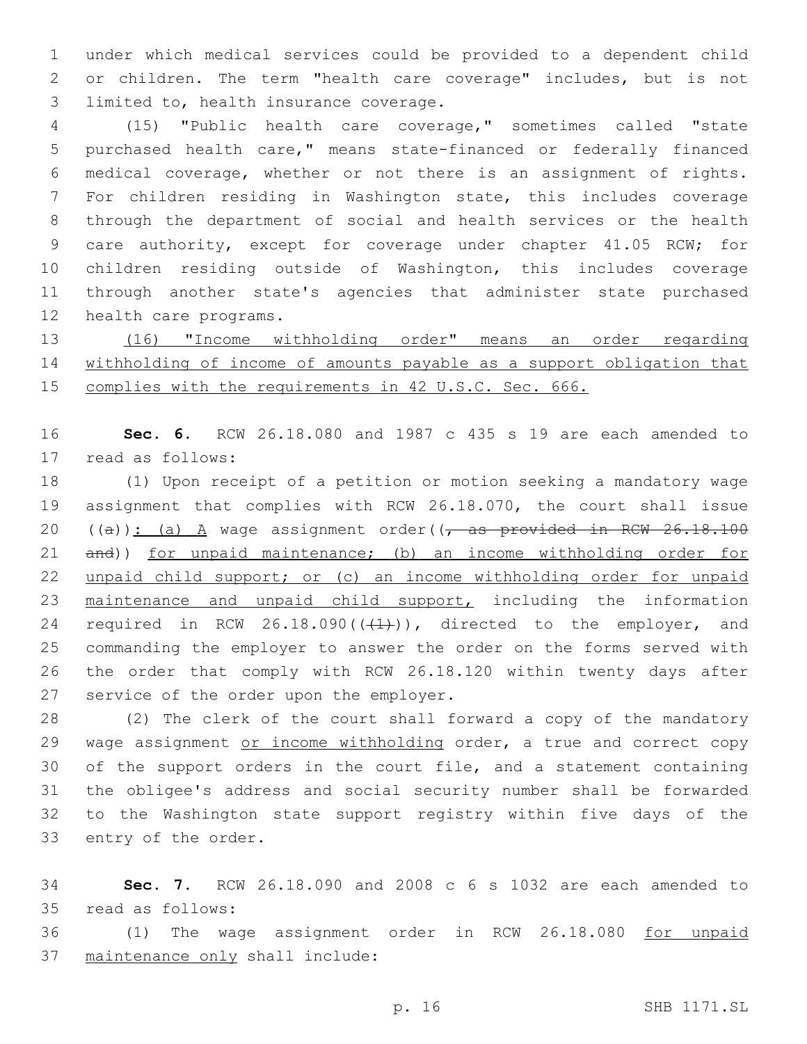under which medical services could be provided to a dependent child or children. The term "health care coverage" includes, but is not limited to, health insurance coverage.

(15) "Public health care coverage," sometimes called "state purchased health care," means state-financed or federally financed medical coverage, whether or not there is an assignment of rights. For children residing in Washington state, this includes coverage through the department of social and health services or the health care authority, except for coverage under chapter 41.05 RCW; for children residing outside of Washington, this includes coverage through another state's agencies that administer state purchased health care programs.

<u>(16) "Income withholding order" means an order regarding withholding of income of amounts payable as a support obligation that complies with the requirements in 42 U.S.C. Sec. 666.</u>

**Sec. 6.** RCW 26.18.080 and 1987 c 435 s 19 are each amended to read as follows:

(1) Upon receipt of a petition or motion seeking a mandatory wage assignment that complies with RCW 26.18.070, the court shall issue ((~~a~~))<u>: (a) A</u> wage assignment order((~~, as provided in RCW 26.18.100 and~~)) <u>for unpaid maintenance; (b) an income withholding order for unpaid child support; or (c) an income withholding order for unpaid maintenance and unpaid child support,</u> including the information required in RCW 26.18.090((~~(1)~~)), directed to the employer, and commanding the employer to answer the order on the forms served with the order that comply with RCW 26.18.120 within twenty days after service of the order upon the employer.

(2) The clerk of the court shall forward a copy of the mandatory wage assignment <u>or income withholding</u> order, a true and correct copy of the support orders in the court file, and a statement containing the obligee's address and social security number shall be forwarded to the Washington state support registry within five days of the entry of the order.

**Sec. 7.** RCW 26.18.090 and 2008 c 6 s 1032 are each amended to read as follows:

(1) The wage assignment order in RCW 26.18.080 <u>for unpaid maintenance only</u> shall include: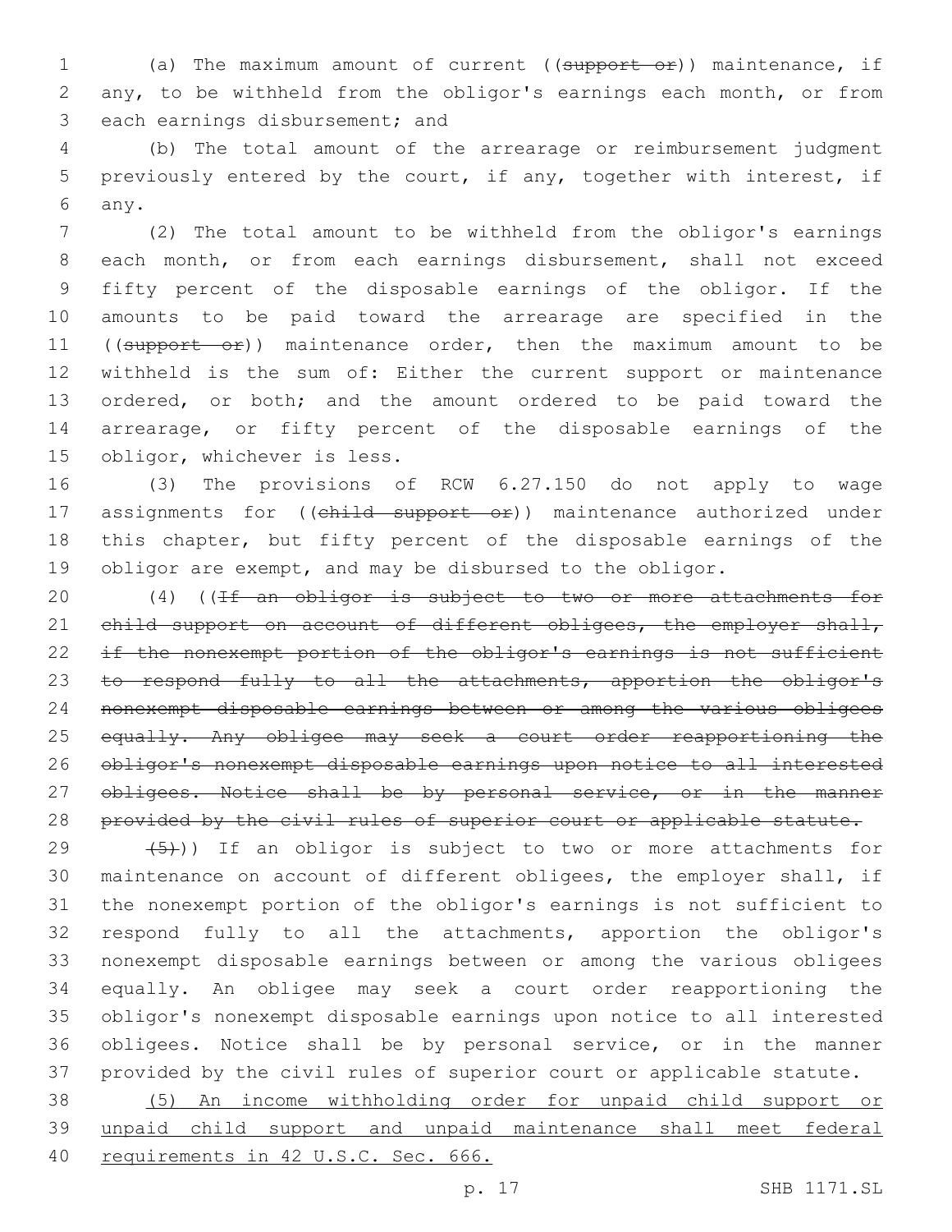(a) The maximum amount of current ((~~support or~~)) maintenance, if any, to be withheld from the obligor's earnings each month, or from each earnings disbursement; and

(b) The total amount of the arrearage or reimbursement judgment previously entered by the court, if any, together with interest, if any.

(2) The total amount to be withheld from the obligor's earnings each month, or from each earnings disbursement, shall not exceed fifty percent of the disposable earnings of the obligor. If the amounts to be paid toward the arrearage are specified in the ((~~support or~~)) maintenance order, then the maximum amount to be withheld is the sum of: Either the current support or maintenance ordered, or both; and the amount ordered to be paid toward the arrearage, or fifty percent of the disposable earnings of the obligor, whichever is less.

(3) The provisions of RCW 6.27.150 do not apply to wage assignments for ((~~child support or~~)) maintenance authorized under this chapter, but fifty percent of the disposable earnings of the obligor are exempt, and may be disbursed to the obligor.

(4) ((~~If an obligor is subject to two or more attachments for child support on account of different obligees, the employer shall, if the nonexempt portion of the obligor's earnings is not sufficient to respond fully to all the attachments, apportion the obligor's nonexempt disposable earnings between or among the various obligees equally. Any obligee may seek a court order reapportioning the obligor's nonexempt disposable earnings upon notice to all interested obligees. Notice shall be by personal service, or in the manner provided by the civil rules of superior court or applicable statute.~~

~~(5)~~)) If an obligor is subject to two or more attachments for maintenance on account of different obligees, the employer shall, if the nonexempt portion of the obligor's earnings is not sufficient to respond fully to all the attachments, apportion the obligor's nonexempt disposable earnings between or among the various obligees equally. An obligee may seek a court order reapportioning the obligor's nonexempt disposable earnings upon notice to all interested obligees. Notice shall be by personal service, or in the manner provided by the civil rules of superior court or applicable statute.

<u>(5) An income withholding order for unpaid child support or unpaid child support and unpaid maintenance shall meet federal requirements in 42 U.S.C. Sec. 666.</u>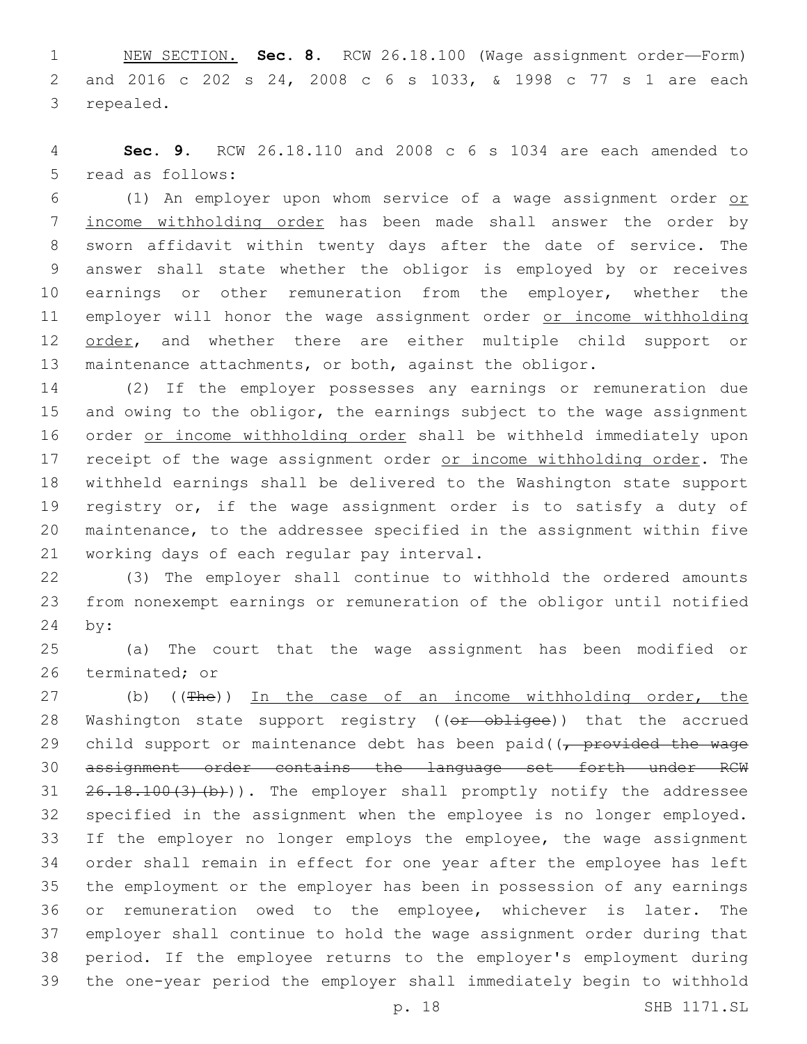NEW SECTION. **Sec. 8.** RCW 26.18.100 (Wage assignment order—Form) and 2016 c 202 s 24, 2008 c 6 s 1033, & 1998 c 77 s 1 are each repealed.

**Sec. 9.** RCW 26.18.110 and 2008 c 6 s 1034 are each amended to read as follows:

(1) An employer upon whom service of a wage assignment order or income withholding order has been made shall answer the order by sworn affidavit within twenty days after the date of service. The answer shall state whether the obligor is employed by or receives earnings or other remuneration from the employer, whether the employer will honor the wage assignment order or income withholding order, and whether there are either multiple child support or maintenance attachments, or both, against the obligor.

(2) If the employer possesses any earnings or remuneration due and owing to the obligor, the earnings subject to the wage assignment order or income withholding order shall be withheld immediately upon receipt of the wage assignment order or income withholding order. The withheld earnings shall be delivered to the Washington state support registry or, if the wage assignment order is to satisfy a duty of maintenance, to the addressee specified in the assignment within five working days of each regular pay interval.

(3) The employer shall continue to withhold the ordered amounts from nonexempt earnings or remuneration of the obligor until notified by:

(a) The court that the wage assignment has been modified or terminated; or

(b) ((~~The~~)) In the case of an income withholding order, the Washington state support registry ((~~or obligee~~)) that the accrued child support or maintenance debt has been paid((~~, provided the wage assignment order contains the language set forth under RCW 26.18.100(3)(b)~~)). The employer shall promptly notify the addressee specified in the assignment when the employee is no longer employed. If the employer no longer employs the employee, the wage assignment order shall remain in effect for one year after the employee has left the employment or the employer has been in possession of any earnings or remuneration owed to the employee, whichever is later. The employer shall continue to hold the wage assignment order during that period. If the employee returns to the employer's employment during the one-year period the employer shall immediately begin to withhold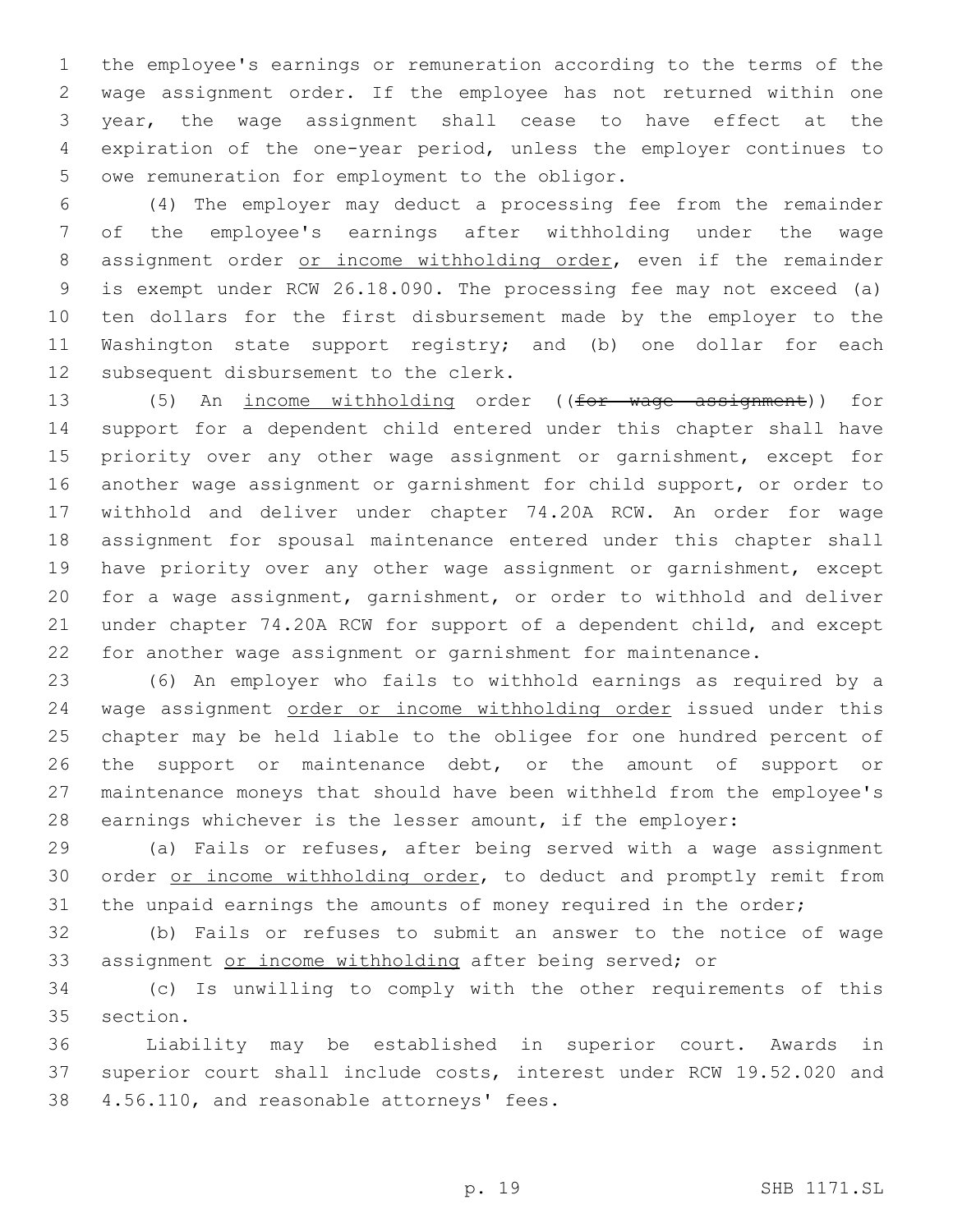the employee's earnings or remuneration according to the terms of the wage assignment order. If the employee has not returned within one year, the wage assignment shall cease to have effect at the expiration of the one-year period, unless the employer continues to owe remuneration for employment to the obligor.

(4) The employer may deduct a processing fee from the remainder of the employee's earnings after withholding under the wage assignment order <u>or income withholding order</u>, even if the remainder is exempt under RCW 26.18.090. The processing fee may not exceed (a) ten dollars for the first disbursement made by the employer to the Washington state support registry; and (b) one dollar for each subsequent disbursement to the clerk.

(5) An <u>income withholding</u> order ((~~for wage assignment~~)) for support for a dependent child entered under this chapter shall have priority over any other wage assignment or garnishment, except for another wage assignment or garnishment for child support, or order to withhold and deliver under chapter 74.20A RCW. An order for wage assignment for spousal maintenance entered under this chapter shall have priority over any other wage assignment or garnishment, except for a wage assignment, garnishment, or order to withhold and deliver under chapter 74.20A RCW for support of a dependent child, and except for another wage assignment or garnishment for maintenance.

(6) An employer who fails to withhold earnings as required by a wage assignment <u>order or income withholding order</u> issued under this chapter may be held liable to the obligee for one hundred percent of the support or maintenance debt, or the amount of support or maintenance moneys that should have been withheld from the employee's earnings whichever is the lesser amount, if the employer:

(a) Fails or refuses, after being served with a wage assignment order <u>or income withholding order</u>, to deduct and promptly remit from the unpaid earnings the amounts of money required in the order;

(b) Fails or refuses to submit an answer to the notice of wage assignment <u>or income withholding</u> after being served; or

(c) Is unwilling to comply with the other requirements of this section.

Liability may be established in superior court. Awards in superior court shall include costs, interest under RCW 19.52.020 and 4.56.110, and reasonable attorneys' fees.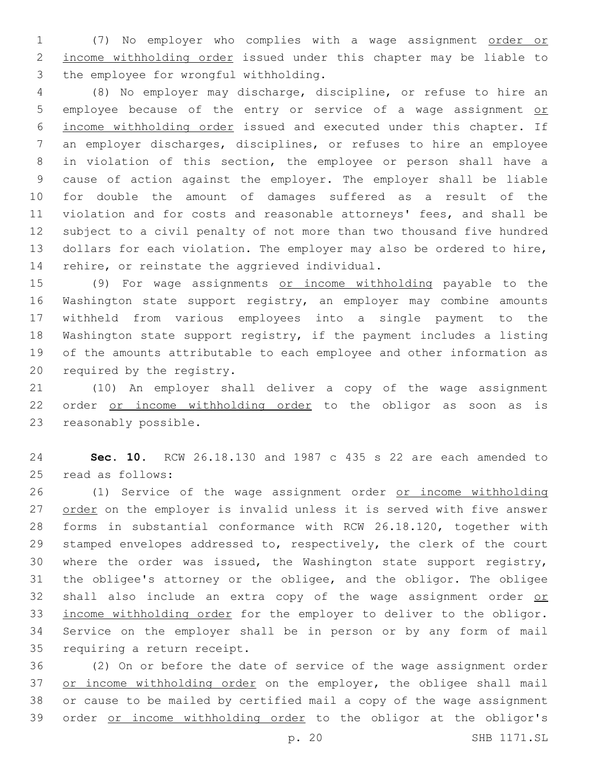(7) No employer who complies with a wage assignment order or income withholding order issued under this chapter may be liable to the employee for wrongful withholding.

(8) No employer may discharge, discipline, or refuse to hire an employee because of the entry or service of a wage assignment or income withholding order issued and executed under this chapter. If an employer discharges, disciplines, or refuses to hire an employee in violation of this section, the employee or person shall have a cause of action against the employer. The employer shall be liable for double the amount of damages suffered as a result of the violation and for costs and reasonable attorneys' fees, and shall be subject to a civil penalty of not more than two thousand five hundred dollars for each violation. The employer may also be ordered to hire, rehire, or reinstate the aggrieved individual.

(9) For wage assignments or income withholding payable to the Washington state support registry, an employer may combine amounts withheld from various employees into a single payment to the Washington state support registry, if the payment includes a listing of the amounts attributable to each employee and other information as required by the registry.

(10) An employer shall deliver a copy of the wage assignment order or income withholding order to the obligor as soon as is reasonably possible.

**Sec. 10.** RCW 26.18.130 and 1987 c 435 s 22 are each amended to read as follows:

(1) Service of the wage assignment order or income withholding order on the employer is invalid unless it is served with five answer forms in substantial conformance with RCW 26.18.120, together with stamped envelopes addressed to, respectively, the clerk of the court where the order was issued, the Washington state support registry, the obligee's attorney or the obligee, and the obligor. The obligee shall also include an extra copy of the wage assignment order or income withholding order for the employer to deliver to the obligor. Service on the employer shall be in person or by any form of mail requiring a return receipt.

(2) On or before the date of service of the wage assignment order or income withholding order on the employer, the obligee shall mail or cause to be mailed by certified mail a copy of the wage assignment order or income withholding order to the obligor at the obligor's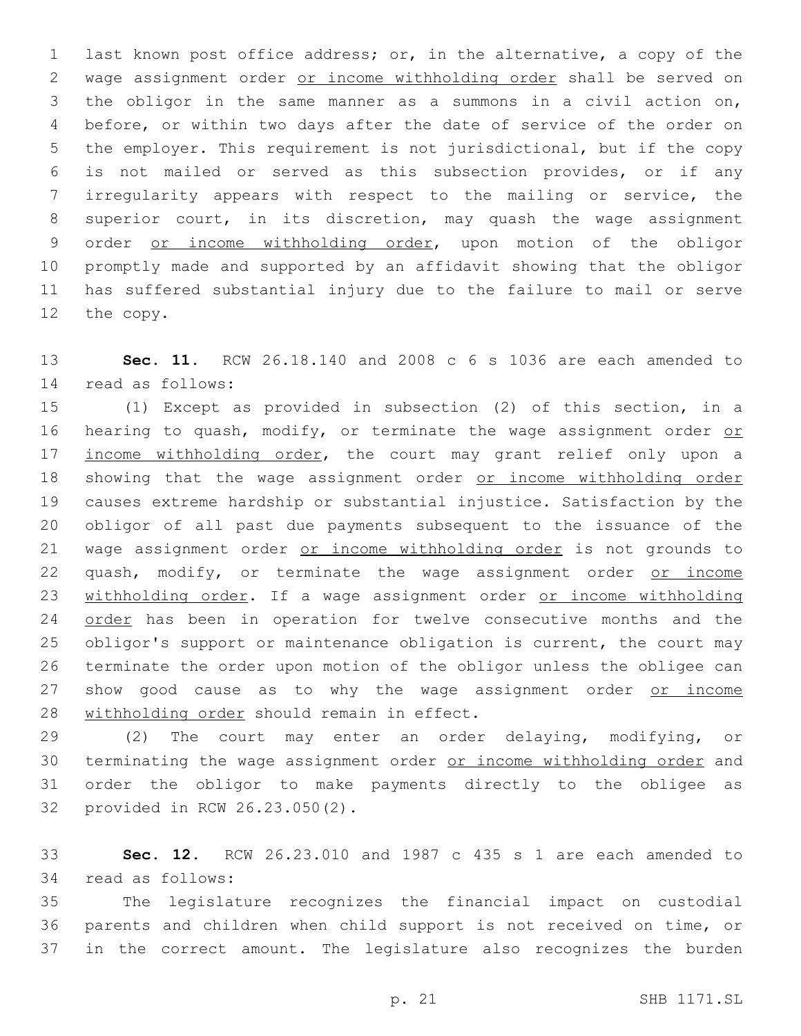last known post office address; or, in the alternative, a copy of the wage assignment order <u>or income withholding order</u> shall be served on the obligor in the same manner as a summons in a civil action on, before, or within two days after the date of service of the order on the employer. This requirement is not jurisdictional, but if the copy is not mailed or served as this subsection provides, or if any irregularity appears with respect to the mailing or service, the superior court, in its discretion, may quash the wage assignment order <u>or income withholding order</u>, upon motion of the obligor promptly made and supported by an affidavit showing that the obligor has suffered substantial injury due to the failure to mail or serve the copy.

**Sec. 11.** RCW 26.18.140 and 2008 c 6 s 1036 are each amended to read as follows:

(1) Except as provided in subsection (2) of this section, in a hearing to quash, modify, or terminate the wage assignment order <u>or income withholding order</u>, the court may grant relief only upon a showing that the wage assignment order <u>or income withholding order</u> causes extreme hardship or substantial injustice. Satisfaction by the obligor of all past due payments subsequent to the issuance of the wage assignment order <u>or income withholding order</u> is not grounds to quash, modify, or terminate the wage assignment order <u>or income withholding order</u>. If a wage assignment order <u>or income withholding order</u> has been in operation for twelve consecutive months and the obligor's support or maintenance obligation is current, the court may terminate the order upon motion of the obligor unless the obligee can show good cause as to why the wage assignment order <u>or income withholding order</u> should remain in effect.

(2) The court may enter an order delaying, modifying, or terminating the wage assignment order <u>or income withholding order</u> and order the obligor to make payments directly to the obligee as provided in RCW 26.23.050(2).

**Sec. 12.** RCW 26.23.010 and 1987 c 435 s 1 are each amended to read as follows:

The legislature recognizes the financial impact on custodial parents and children when child support is not received on time, or in the correct amount. The legislature also recognizes the burden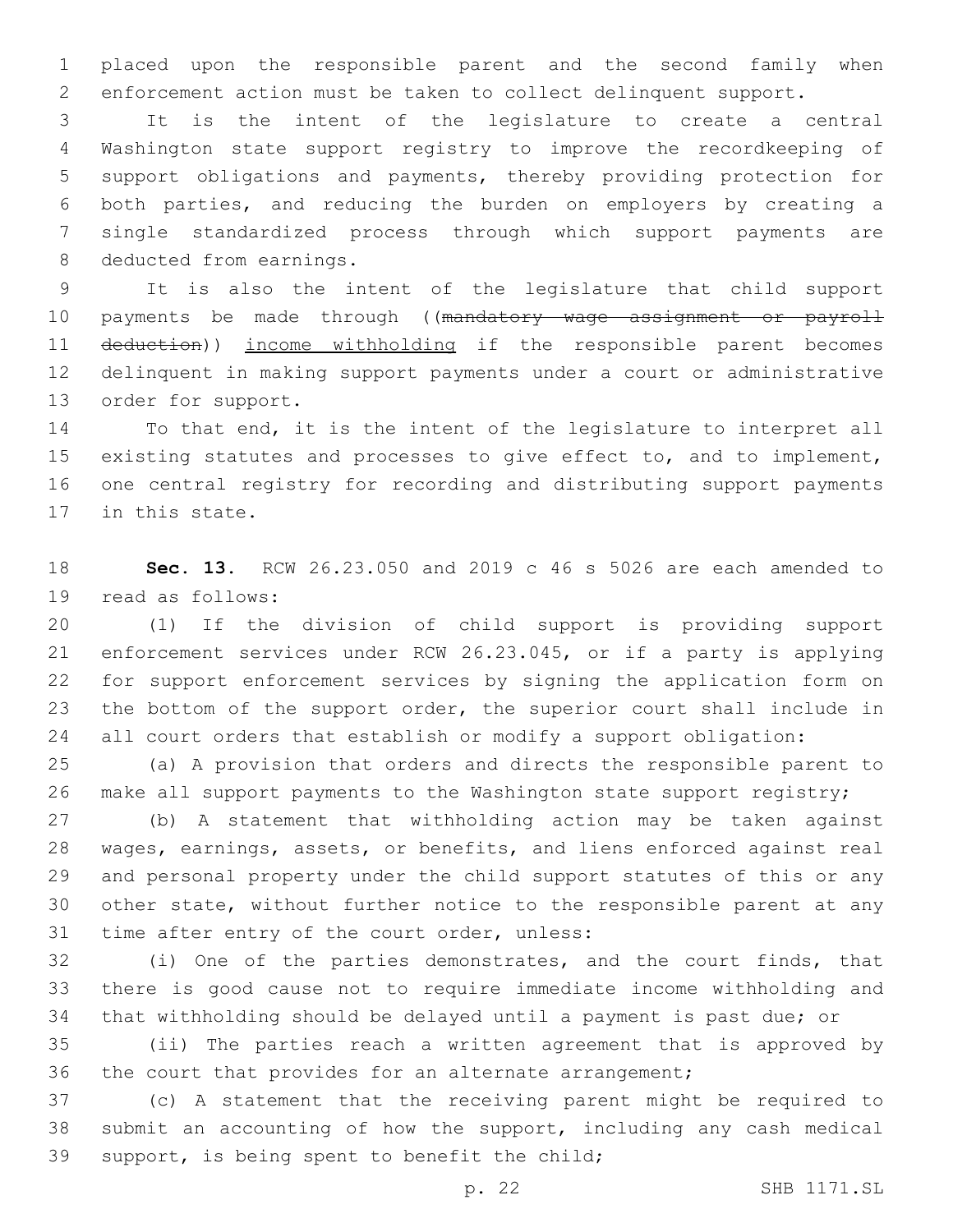placed upon the responsible parent and the second family when enforcement action must be taken to collect delinquent support.

It is the intent of the legislature to create a central Washington state support registry to improve the recordkeeping of support obligations and payments, thereby providing protection for both parties, and reducing the burden on employers by creating a single standardized process through which support payments are deducted from earnings.

It is also the intent of the legislature that child support payments be made through ((~~mandatory wage assignment or payroll deduction~~)) income withholding if the responsible parent becomes delinquent in making support payments under a court or administrative order for support.

To that end, it is the intent of the legislature to interpret all existing statutes and processes to give effect to, and to implement, one central registry for recording and distributing support payments in this state.

**Sec. 13.** RCW 26.23.050 and 2019 c 46 s 5026 are each amended to read as follows:

(1) If the division of child support is providing support enforcement services under RCW 26.23.045, or if a party is applying for support enforcement services by signing the application form on the bottom of the support order, the superior court shall include in all court orders that establish or modify a support obligation:

(a) A provision that orders and directs the responsible parent to make all support payments to the Washington state support registry;

(b) A statement that withholding action may be taken against wages, earnings, assets, or benefits, and liens enforced against real and personal property under the child support statutes of this or any other state, without further notice to the responsible parent at any time after entry of the court order, unless:

(i) One of the parties demonstrates, and the court finds, that there is good cause not to require immediate income withholding and that withholding should be delayed until a payment is past due; or

(ii) The parties reach a written agreement that is approved by the court that provides for an alternate arrangement;

(c) A statement that the receiving parent might be required to submit an accounting of how the support, including any cash medical support, is being spent to benefit the child;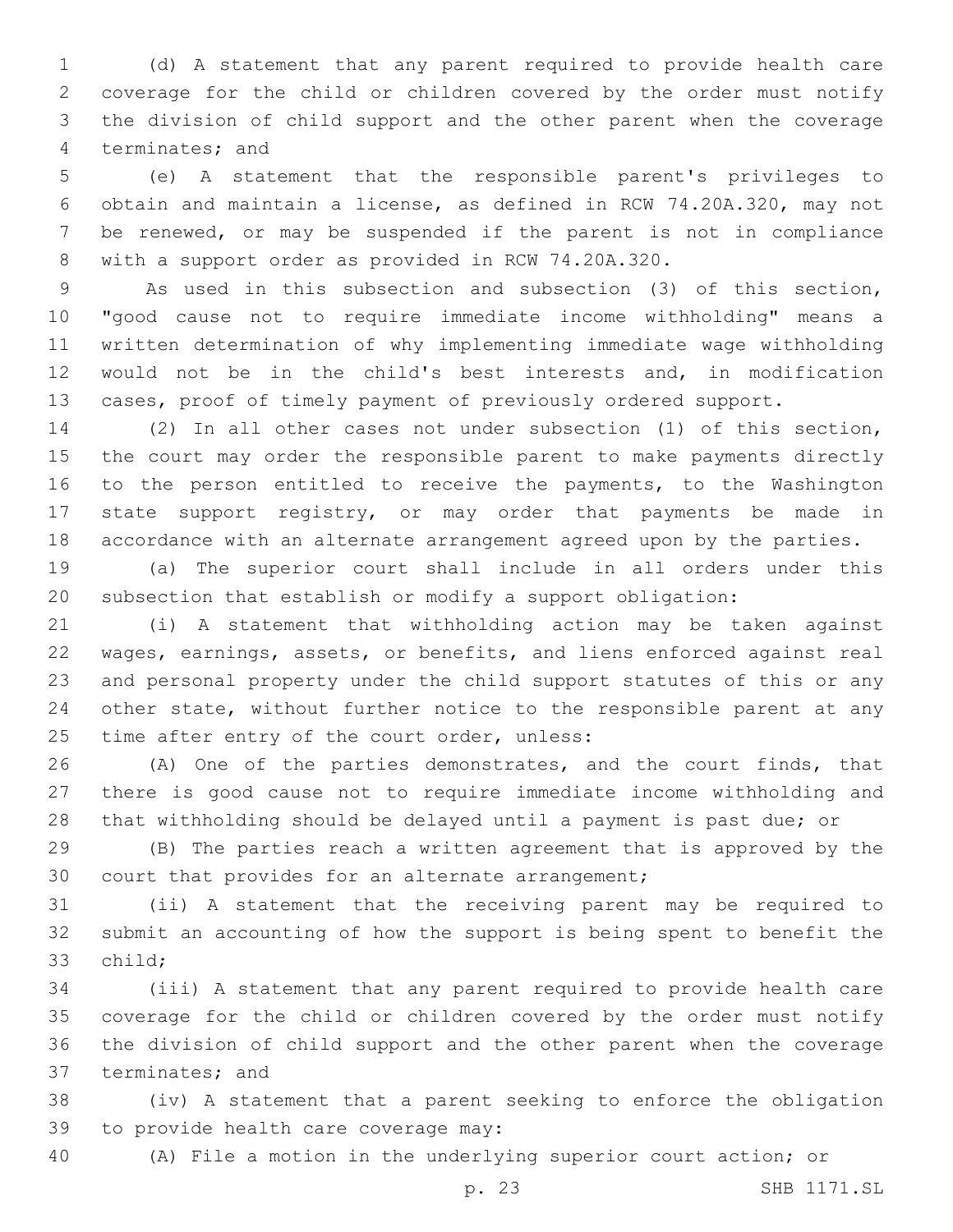(d) A statement that any parent required to provide health care coverage for the child or children covered by the order must notify the division of child support and the other parent when the coverage terminates; and

(e) A statement that the responsible parent's privileges to obtain and maintain a license, as defined in RCW 74.20A.320, may not be renewed, or may be suspended if the parent is not in compliance with a support order as provided in RCW 74.20A.320.

As used in this subsection and subsection (3) of this section, "good cause not to require immediate income withholding" means a written determination of why implementing immediate wage withholding would not be in the child's best interests and, in modification cases, proof of timely payment of previously ordered support.

(2) In all other cases not under subsection (1) of this section, the court may order the responsible parent to make payments directly to the person entitled to receive the payments, to the Washington state support registry, or may order that payments be made in accordance with an alternate arrangement agreed upon by the parties.

(a) The superior court shall include in all orders under this subsection that establish or modify a support obligation:

(i) A statement that withholding action may be taken against wages, earnings, assets, or benefits, and liens enforced against real and personal property under the child support statutes of this or any other state, without further notice to the responsible parent at any time after entry of the court order, unless:

(A) One of the parties demonstrates, and the court finds, that there is good cause not to require immediate income withholding and that withholding should be delayed until a payment is past due; or

(B) The parties reach a written agreement that is approved by the court that provides for an alternate arrangement;

(ii) A statement that the receiving parent may be required to submit an accounting of how the support is being spent to benefit the child;

(iii) A statement that any parent required to provide health care coverage for the child or children covered by the order must notify the division of child support and the other parent when the coverage terminates; and

(iv) A statement that a parent seeking to enforce the obligation to provide health care coverage may:

(A) File a motion in the underlying superior court action; or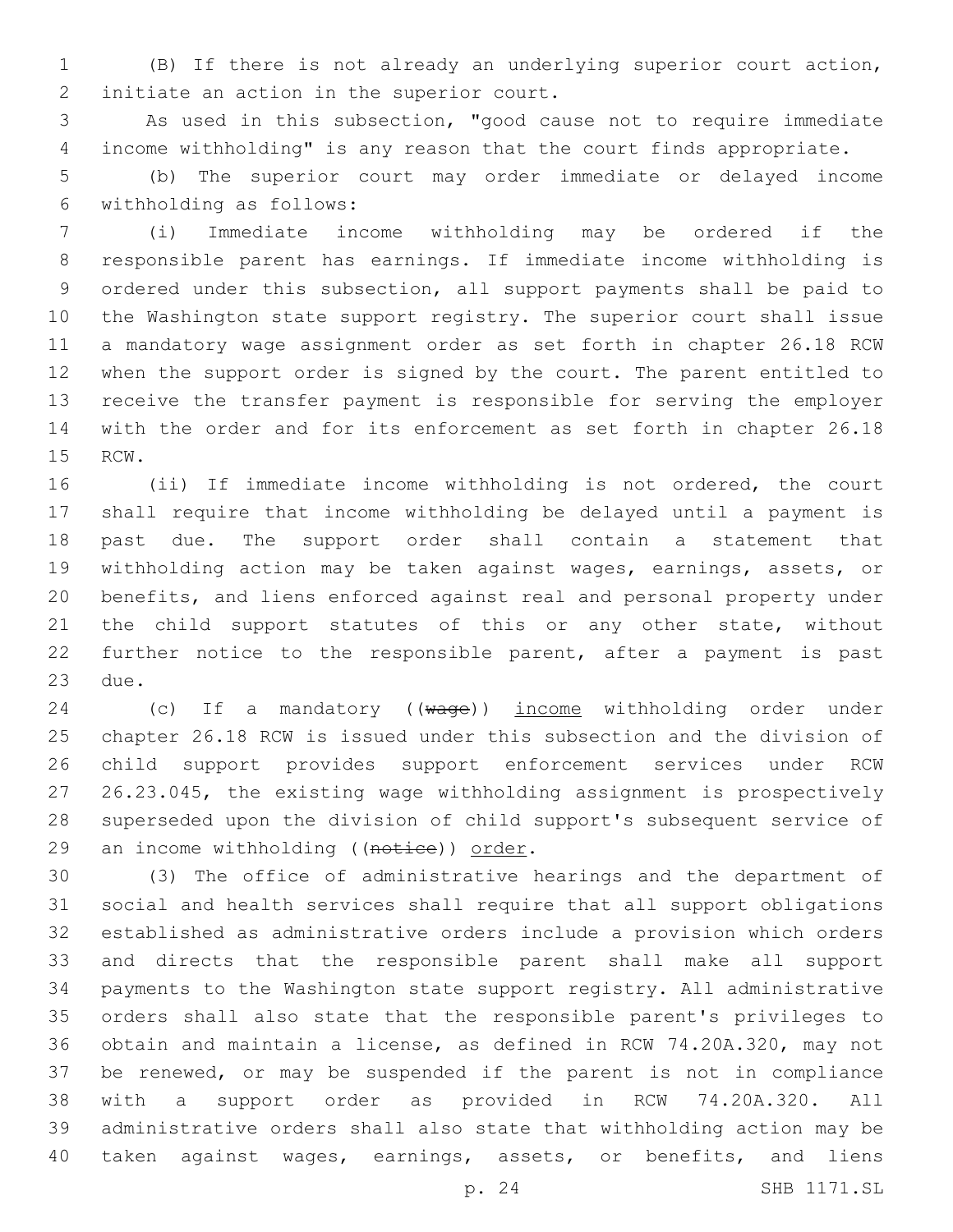(B) If there is not already an underlying superior court action, initiate an action in the superior court.

As used in this subsection, "good cause not to require immediate income withholding" is any reason that the court finds appropriate.

(b) The superior court may order immediate or delayed income withholding as follows:

(i) Immediate income withholding may be ordered if the responsible parent has earnings. If immediate income withholding is ordered under this subsection, all support payments shall be paid to the Washington state support registry. The superior court shall issue a mandatory wage assignment order as set forth in chapter 26.18 RCW when the support order is signed by the court. The parent entitled to receive the transfer payment is responsible for serving the employer with the order and for its enforcement as set forth in chapter 26.18 RCW.

(ii) If immediate income withholding is not ordered, the court shall require that income withholding be delayed until a payment is past due. The support order shall contain a statement that withholding action may be taken against wages, earnings, assets, or benefits, and liens enforced against real and personal property under the child support statutes of this or any other state, without further notice to the responsible parent, after a payment is past due.

(c) If a mandatory ((~~wage~~)) income withholding order under chapter 26.18 RCW is issued under this subsection and the division of child support provides support enforcement services under RCW 26.23.045, the existing wage withholding assignment is prospectively superseded upon the division of child support's subsequent service of an income withholding ((~~notice~~)) order.

(3) The office of administrative hearings and the department of social and health services shall require that all support obligations established as administrative orders include a provision which orders and directs that the responsible parent shall make all support payments to the Washington state support registry. All administrative orders shall also state that the responsible parent's privileges to obtain and maintain a license, as defined in RCW 74.20A.320, may not be renewed, or may be suspended if the parent is not in compliance with a support order as provided in RCW 74.20A.320. All administrative orders shall also state that withholding action may be taken against wages, earnings, assets, or benefits, and liens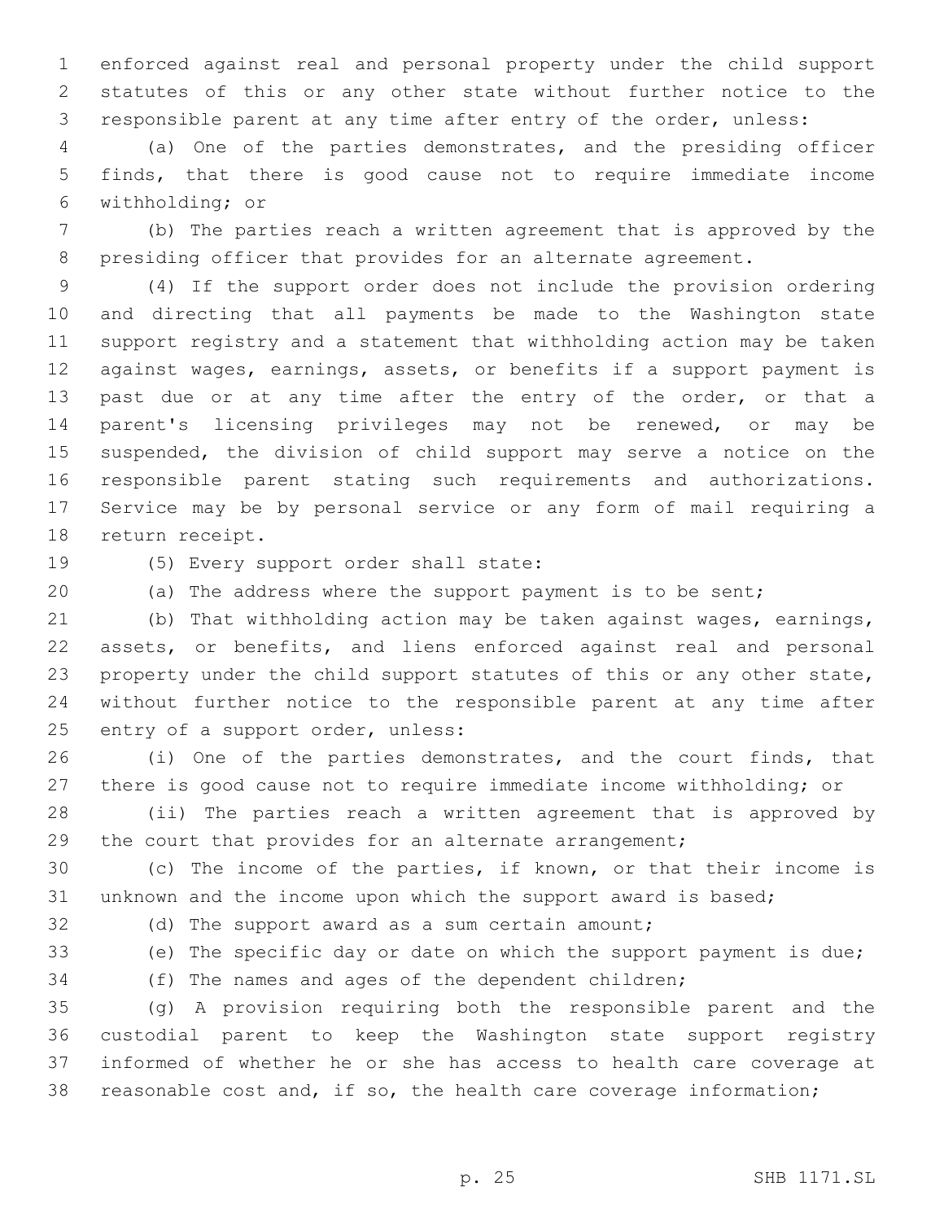enforced against real and personal property under the child support statutes of this or any other state without further notice to the responsible parent at any time after entry of the order, unless:

(a) One of the parties demonstrates, and the presiding officer finds, that there is good cause not to require immediate income withholding; or

(b) The parties reach a written agreement that is approved by the presiding officer that provides for an alternate agreement.

(4) If the support order does not include the provision ordering and directing that all payments be made to the Washington state support registry and a statement that withholding action may be taken against wages, earnings, assets, or benefits if a support payment is past due or at any time after the entry of the order, or that a parent's licensing privileges may not be renewed, or may be suspended, the division of child support may serve a notice on the responsible parent stating such requirements and authorizations. Service may be by personal service or any form of mail requiring a return receipt.

(5) Every support order shall state:

(a) The address where the support payment is to be sent;

(b) That withholding action may be taken against wages, earnings, assets, or benefits, and liens enforced against real and personal property under the child support statutes of this or any other state, without further notice to the responsible parent at any time after entry of a support order, unless:

(i) One of the parties demonstrates, and the court finds, that there is good cause not to require immediate income withholding; or

(ii) The parties reach a written agreement that is approved by the court that provides for an alternate arrangement;

(c) The income of the parties, if known, or that their income is unknown and the income upon which the support award is based;

(d) The support award as a sum certain amount;

(e) The specific day or date on which the support payment is due;

(f) The names and ages of the dependent children;

(g) A provision requiring both the responsible parent and the custodial parent to keep the Washington state support registry informed of whether he or she has access to health care coverage at reasonable cost and, if so, the health care coverage information;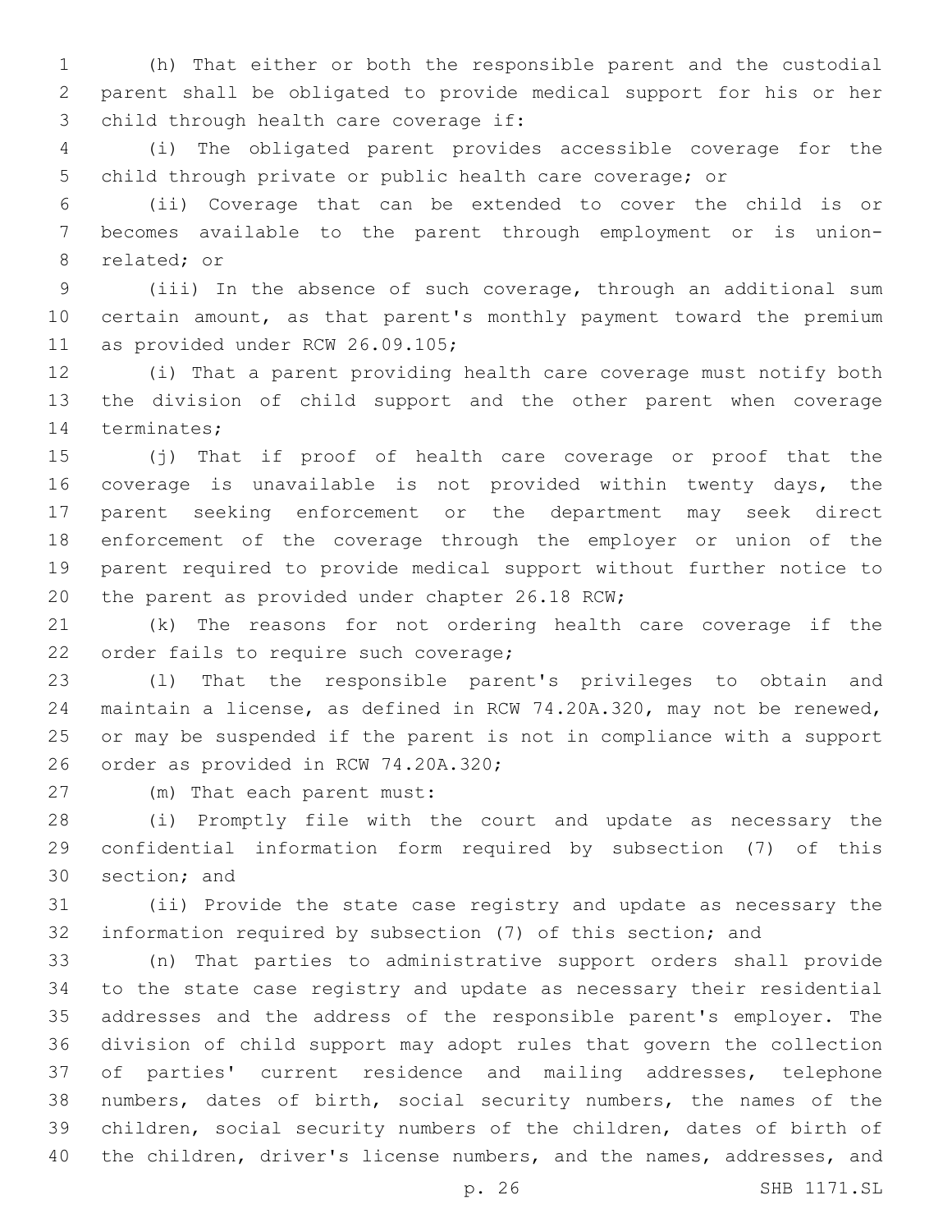(h) That either or both the responsible parent and the custodial parent shall be obligated to provide medical support for his or her child through health care coverage if:

(i) The obligated parent provides accessible coverage for the child through private or public health care coverage; or

(ii) Coverage that can be extended to cover the child is or becomes available to the parent through employment or is union-related; or

(iii) In the absence of such coverage, through an additional sum certain amount, as that parent's monthly payment toward the premium as provided under RCW 26.09.105;

(i) That a parent providing health care coverage must notify both the division of child support and the other parent when coverage terminates;

(j) That if proof of health care coverage or proof that the coverage is unavailable is not provided within twenty days, the parent seeking enforcement or the department may seek direct enforcement of the coverage through the employer or union of the parent required to provide medical support without further notice to the parent as provided under chapter 26.18 RCW;

(k) The reasons for not ordering health care coverage if the order fails to require such coverage;

(l) That the responsible parent's privileges to obtain and maintain a license, as defined in RCW 74.20A.320, may not be renewed, or may be suspended if the parent is not in compliance with a support order as provided in RCW 74.20A.320;

(m) That each parent must:

(i) Promptly file with the court and update as necessary the confidential information form required by subsection (7) of this section; and

(ii) Provide the state case registry and update as necessary the information required by subsection (7) of this section; and

(n) That parties to administrative support orders shall provide to the state case registry and update as necessary their residential addresses and the address of the responsible parent's employer. The division of child support may adopt rules that govern the collection of parties' current residence and mailing addresses, telephone numbers, dates of birth, social security numbers, the names of the children, social security numbers of the children, dates of birth of the children, driver's license numbers, and the names, addresses, and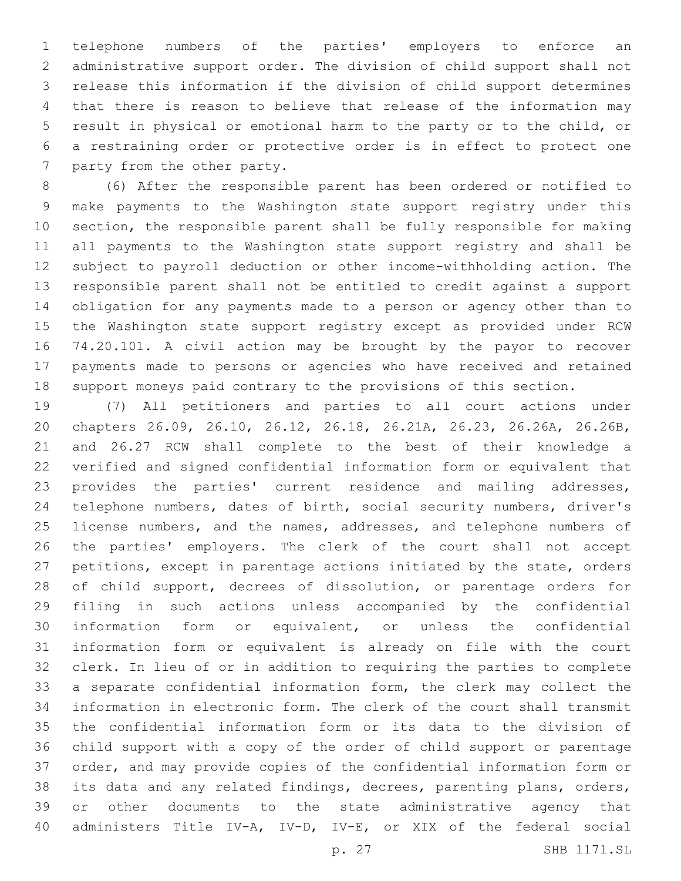telephone numbers of the parties' employers to enforce an administrative support order. The division of child support shall not release this information if the division of child support determines that there is reason to believe that release of the information may result in physical or emotional harm to the party or to the child, or a restraining order or protective order is in effect to protect one party from the other party.

(6) After the responsible parent has been ordered or notified to make payments to the Washington state support registry under this section, the responsible parent shall be fully responsible for making all payments to the Washington state support registry and shall be subject to payroll deduction or other income-withholding action. The responsible parent shall not be entitled to credit against a support obligation for any payments made to a person or agency other than to the Washington state support registry except as provided under RCW 74.20.101. A civil action may be brought by the payor to recover payments made to persons or agencies who have received and retained support moneys paid contrary to the provisions of this section.

(7) All petitioners and parties to all court actions under chapters 26.09, 26.10, 26.12, 26.18, 26.21A, 26.23, 26.26A, 26.26B, and 26.27 RCW shall complete to the best of their knowledge a verified and signed confidential information form or equivalent that provides the parties' current residence and mailing addresses, telephone numbers, dates of birth, social security numbers, driver's license numbers, and the names, addresses, and telephone numbers of the parties' employers. The clerk of the court shall not accept petitions, except in parentage actions initiated by the state, orders of child support, decrees of dissolution, or parentage orders for filing in such actions unless accompanied by the confidential information form or equivalent, or unless the confidential information form or equivalent is already on file with the court clerk. In lieu of or in addition to requiring the parties to complete a separate confidential information form, the clerk may collect the information in electronic form. The clerk of the court shall transmit the confidential information form or its data to the division of child support with a copy of the order of child support or parentage order, and may provide copies of the confidential information form or its data and any related findings, decrees, parenting plans, orders, or other documents to the state administrative agency that administers Title IV-A, IV-D, IV-E, or XIX of the federal social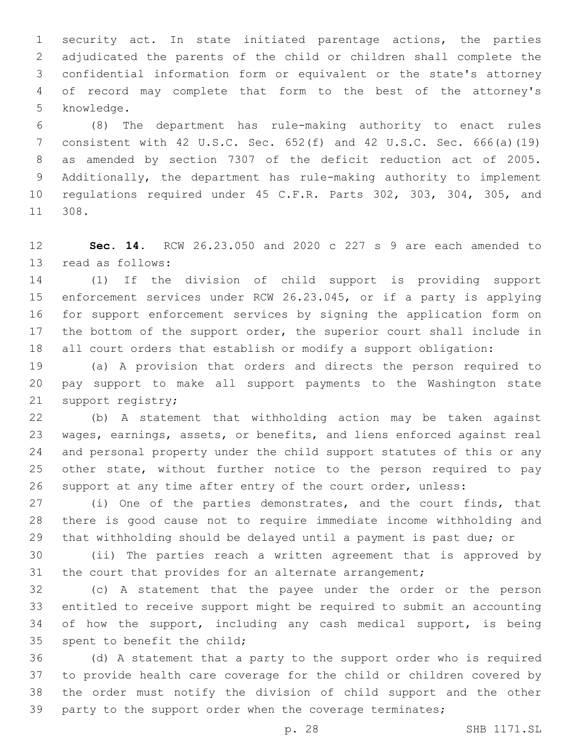security act. In state initiated parentage actions, the parties adjudicated the parents of the child or children shall complete the confidential information form or equivalent or the state's attorney of record may complete that form to the best of the attorney's knowledge.

(8) The department has rule-making authority to enact rules consistent with 42 U.S.C. Sec. 652(f) and 42 U.S.C. Sec. 666(a)(19) as amended by section 7307 of the deficit reduction act of 2005. Additionally, the department has rule-making authority to implement regulations required under 45 C.F.R. Parts 302, 303, 304, 305, and 308.

**Sec. 14.** RCW 26.23.050 and 2020 c 227 s 9 are each amended to read as follows:

(1) If the division of child support is providing support enforcement services under RCW 26.23.045, or if a party is applying for support enforcement services by signing the application form on the bottom of the support order, the superior court shall include in all court orders that establish or modify a support obligation:

(a) A provision that orders and directs the person required to pay support to make all support payments to the Washington state support registry;

(b) A statement that withholding action may be taken against wages, earnings, assets, or benefits, and liens enforced against real and personal property under the child support statutes of this or any other state, without further notice to the person required to pay support at any time after entry of the court order, unless:

(i) One of the parties demonstrates, and the court finds, that there is good cause not to require immediate income withholding and that withholding should be delayed until a payment is past due; or

(ii) The parties reach a written agreement that is approved by the court that provides for an alternate arrangement;

(c) A statement that the payee under the order or the person entitled to receive support might be required to submit an accounting of how the support, including any cash medical support, is being spent to benefit the child;

(d) A statement that a party to the support order who is required to provide health care coverage for the child or children covered by the order must notify the division of child support and the other party to the support order when the coverage terminates;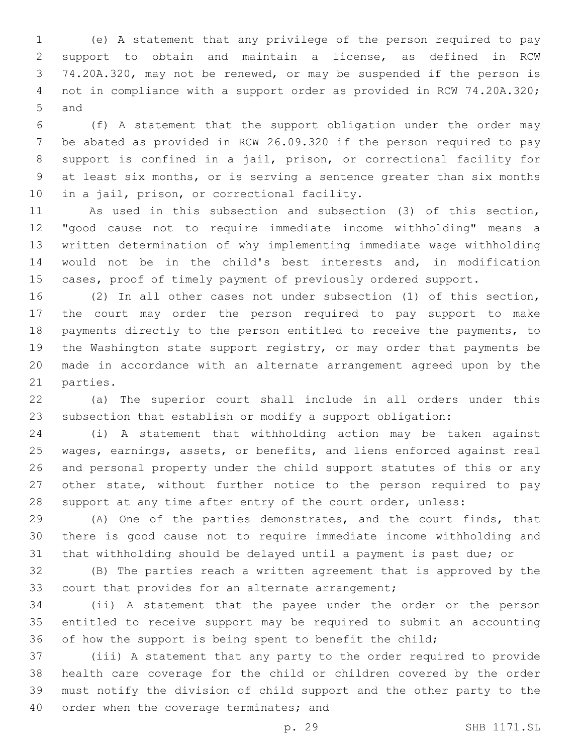(e) A statement that any privilege of the person required to pay support to obtain and maintain a license, as defined in RCW 74.20A.320, may not be renewed, or may be suspended if the person is not in compliance with a support order as provided in RCW 74.20A.320; and

(f) A statement that the support obligation under the order may be abated as provided in RCW 26.09.320 if the person required to pay support is confined in a jail, prison, or correctional facility for at least six months, or is serving a sentence greater than six months in a jail, prison, or correctional facility.

As used in this subsection and subsection (3) of this section, "good cause not to require immediate income withholding" means a written determination of why implementing immediate wage withholding would not be in the child's best interests and, in modification cases, proof of timely payment of previously ordered support.

(2) In all other cases not under subsection (1) of this section, the court may order the person required to pay support to make payments directly to the person entitled to receive the payments, to the Washington state support registry, or may order that payments be made in accordance with an alternate arrangement agreed upon by the parties.

(a) The superior court shall include in all orders under this subsection that establish or modify a support obligation:

(i) A statement that withholding action may be taken against wages, earnings, assets, or benefits, and liens enforced against real and personal property under the child support statutes of this or any other state, without further notice to the person required to pay support at any time after entry of the court order, unless:

(A) One of the parties demonstrates, and the court finds, that there is good cause not to require immediate income withholding and that withholding should be delayed until a payment is past due; or

(B) The parties reach a written agreement that is approved by the court that provides for an alternate arrangement;

(ii) A statement that the payee under the order or the person entitled to receive support may be required to submit an accounting of how the support is being spent to benefit the child;

(iii) A statement that any party to the order required to provide health care coverage for the child or children covered by the order must notify the division of child support and the other party to the order when the coverage terminates; and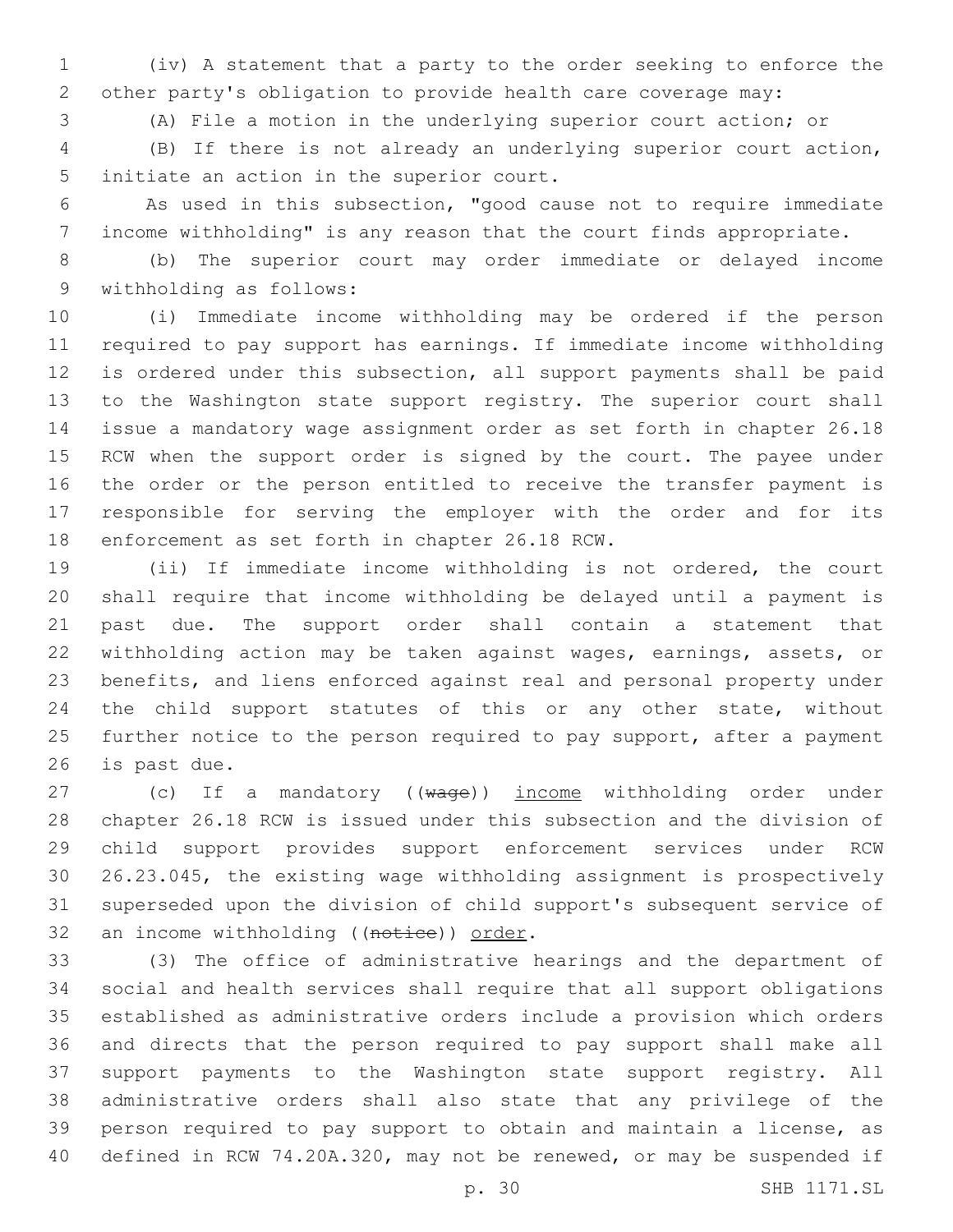(iv) A statement that a party to the order seeking to enforce the other party's obligation to provide health care coverage may:

(A) File a motion in the underlying superior court action; or

(B) If there is not already an underlying superior court action, initiate an action in the superior court.

As used in this subsection, "good cause not to require immediate income withholding" is any reason that the court finds appropriate.

(b) The superior court may order immediate or delayed income withholding as follows:

(i) Immediate income withholding may be ordered if the person required to pay support has earnings. If immediate income withholding is ordered under this subsection, all support payments shall be paid to the Washington state support registry. The superior court shall issue a mandatory wage assignment order as set forth in chapter 26.18 RCW when the support order is signed by the court. The payee under the order or the person entitled to receive the transfer payment is responsible for serving the employer with the order and for its enforcement as set forth in chapter 26.18 RCW.

(ii) If immediate income withholding is not ordered, the court shall require that income withholding be delayed until a payment is past due. The support order shall contain a statement that withholding action may be taken against wages, earnings, assets, or benefits, and liens enforced against real and personal property under the child support statutes of this or any other state, without further notice to the person required to pay support, after a payment is past due.

(c) If a mandatory ((~~wage~~)) <u>income</u> withholding order under chapter 26.18 RCW is issued under this subsection and the division of child support provides support enforcement services under RCW 26.23.045, the existing wage withholding assignment is prospectively superseded upon the division of child support's subsequent service of an income withholding ((~~notice~~)) <u>order</u>.

(3) The office of administrative hearings and the department of social and health services shall require that all support obligations established as administrative orders include a provision which orders and directs that the person required to pay support shall make all support payments to the Washington state support registry. All administrative orders shall also state that any privilege of the person required to pay support to obtain and maintain a license, as defined in RCW 74.20A.320, may not be renewed, or may be suspended if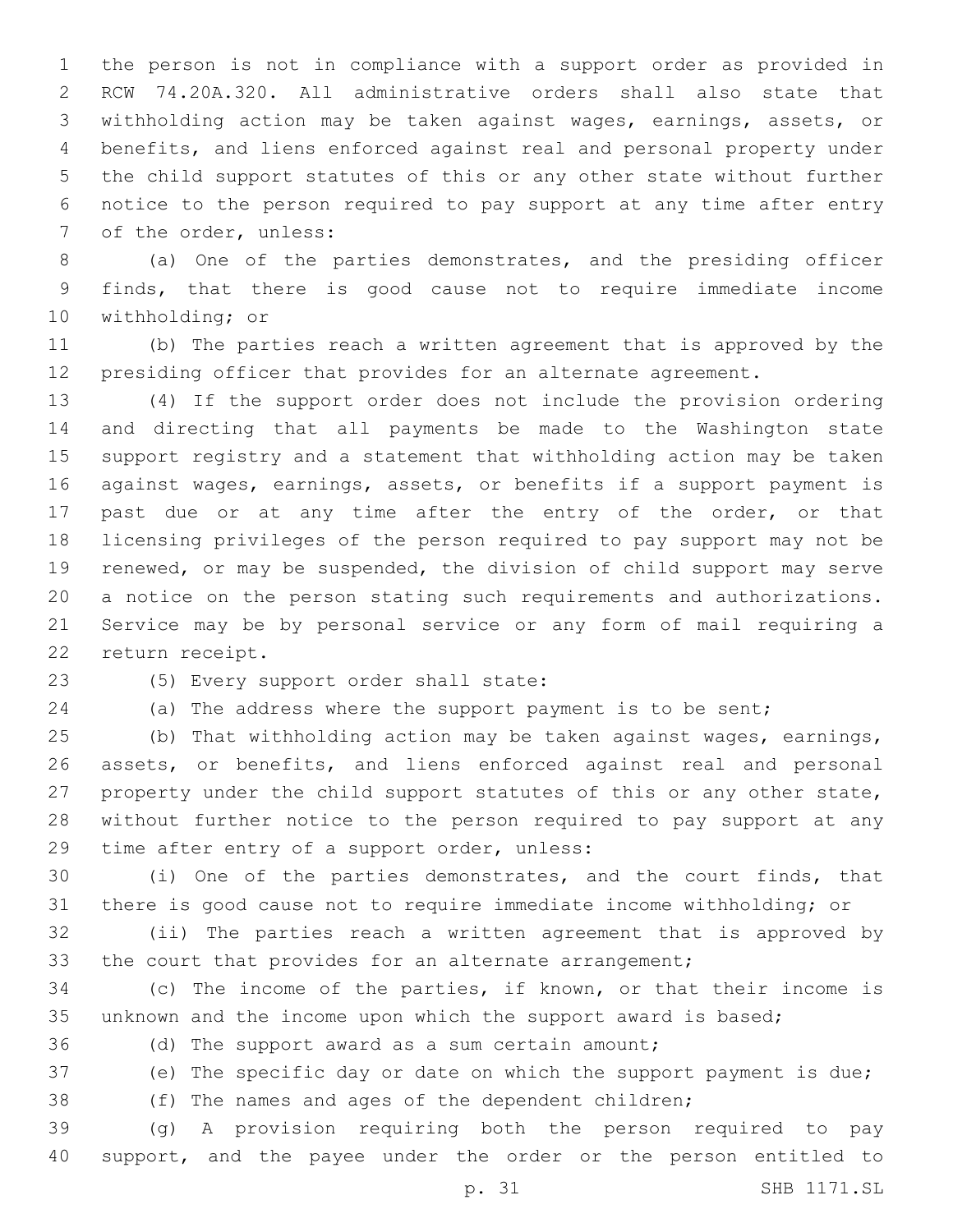the person is not in compliance with a support order as provided in RCW 74.20A.320. All administrative orders shall also state that withholding action may be taken against wages, earnings, assets, or benefits, and liens enforced against real and personal property under the child support statutes of this or any other state without further notice to the person required to pay support at any time after entry of the order, unless:

(a) One of the parties demonstrates, and the presiding officer finds, that there is good cause not to require immediate income withholding; or

(b) The parties reach a written agreement that is approved by the presiding officer that provides for an alternate agreement.

(4) If the support order does not include the provision ordering and directing that all payments be made to the Washington state support registry and a statement that withholding action may be taken against wages, earnings, assets, or benefits if a support payment is past due or at any time after the entry of the order, or that licensing privileges of the person required to pay support may not be renewed, or may be suspended, the division of child support may serve a notice on the person stating such requirements and authorizations. Service may be by personal service or any form of mail requiring a return receipt.

(5) Every support order shall state:

(a) The address where the support payment is to be sent;

(b) That withholding action may be taken against wages, earnings, assets, or benefits, and liens enforced against real and personal property under the child support statutes of this or any other state, without further notice to the person required to pay support at any time after entry of a support order, unless:

(i) One of the parties demonstrates, and the court finds, that there is good cause not to require immediate income withholding; or

(ii) The parties reach a written agreement that is approved by the court that provides for an alternate arrangement;

(c) The income of the parties, if known, or that their income is unknown and the income upon which the support award is based;

(d) The support award as a sum certain amount;

(e) The specific day or date on which the support payment is due;

(f) The names and ages of the dependent children;

(g) A provision requiring both the person required to pay support, and the payee under the order or the person entitled to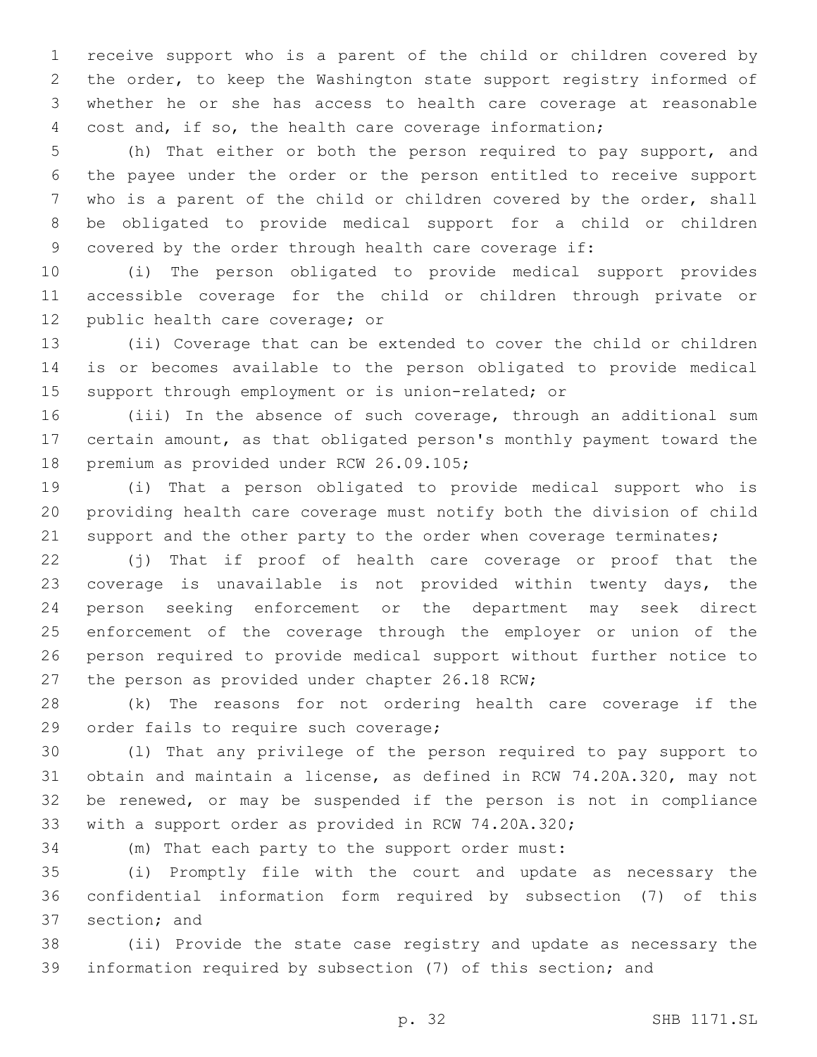receive support who is a parent of the child or children covered by the order, to keep the Washington state support registry informed of whether he or she has access to health care coverage at reasonable cost and, if so, the health care coverage information;

(h) That either or both the person required to pay support, and the payee under the order or the person entitled to receive support who is a parent of the child or children covered by the order, shall be obligated to provide medical support for a child or children covered by the order through health care coverage if:

(i) The person obligated to provide medical support provides accessible coverage for the child or children through private or public health care coverage; or

(ii) Coverage that can be extended to cover the child or children is or becomes available to the person obligated to provide medical support through employment or is union-related; or

(iii) In the absence of such coverage, through an additional sum certain amount, as that obligated person's monthly payment toward the premium as provided under RCW 26.09.105;

(i) That a person obligated to provide medical support who is providing health care coverage must notify both the division of child support and the other party to the order when coverage terminates;

(j) That if proof of health care coverage or proof that the coverage is unavailable is not provided within twenty days, the person seeking enforcement or the department may seek direct enforcement of the coverage through the employer or union of the person required to provide medical support without further notice to the person as provided under chapter 26.18 RCW;

(k) The reasons for not ordering health care coverage if the order fails to require such coverage;

(l) That any privilege of the person required to pay support to obtain and maintain a license, as defined in RCW 74.20A.320, may not be renewed, or may be suspended if the person is not in compliance with a support order as provided in RCW 74.20A.320;

(m) That each party to the support order must:

(i) Promptly file with the court and update as necessary the confidential information form required by subsection (7) of this section; and

(ii) Provide the state case registry and update as necessary the information required by subsection (7) of this section; and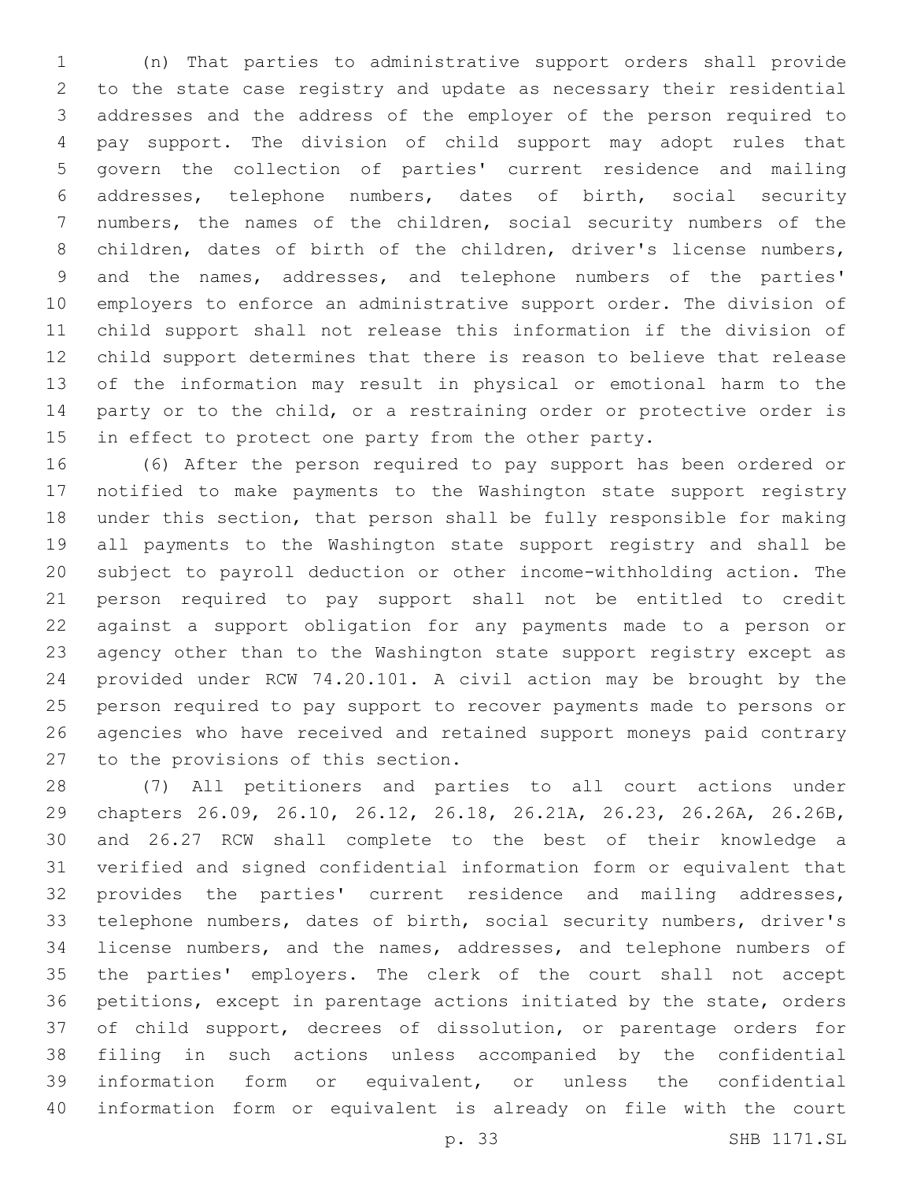(n) That parties to administrative support orders shall provide to the state case registry and update as necessary their residential addresses and the address of the employer of the person required to pay support. The division of child support may adopt rules that govern the collection of parties' current residence and mailing addresses, telephone numbers, dates of birth, social security numbers, the names of the children, social security numbers of the children, dates of birth of the children, driver's license numbers, and the names, addresses, and telephone numbers of the parties' employers to enforce an administrative support order. The division of child support shall not release this information if the division of child support determines that there is reason to believe that release of the information may result in physical or emotional harm to the party or to the child, or a restraining order or protective order is in effect to protect one party from the other party.

(6) After the person required to pay support has been ordered or notified to make payments to the Washington state support registry under this section, that person shall be fully responsible for making all payments to the Washington state support registry and shall be subject to payroll deduction or other income-withholding action. The person required to pay support shall not be entitled to credit against a support obligation for any payments made to a person or agency other than to the Washington state support registry except as provided under RCW 74.20.101. A civil action may be brought by the person required to pay support to recover payments made to persons or agencies who have received and retained support moneys paid contrary to the provisions of this section.

(7) All petitioners and parties to all court actions under chapters 26.09, 26.10, 26.12, 26.18, 26.21A, 26.23, 26.26A, 26.26B, and 26.27 RCW shall complete to the best of their knowledge a verified and signed confidential information form or equivalent that provides the parties' current residence and mailing addresses, telephone numbers, dates of birth, social security numbers, driver's license numbers, and the names, addresses, and telephone numbers of the parties' employers. The clerk of the court shall not accept petitions, except in parentage actions initiated by the state, orders of child support, decrees of dissolution, or parentage orders for filing in such actions unless accompanied by the confidential information form or equivalent, or unless the confidential information form or equivalent is already on file with the court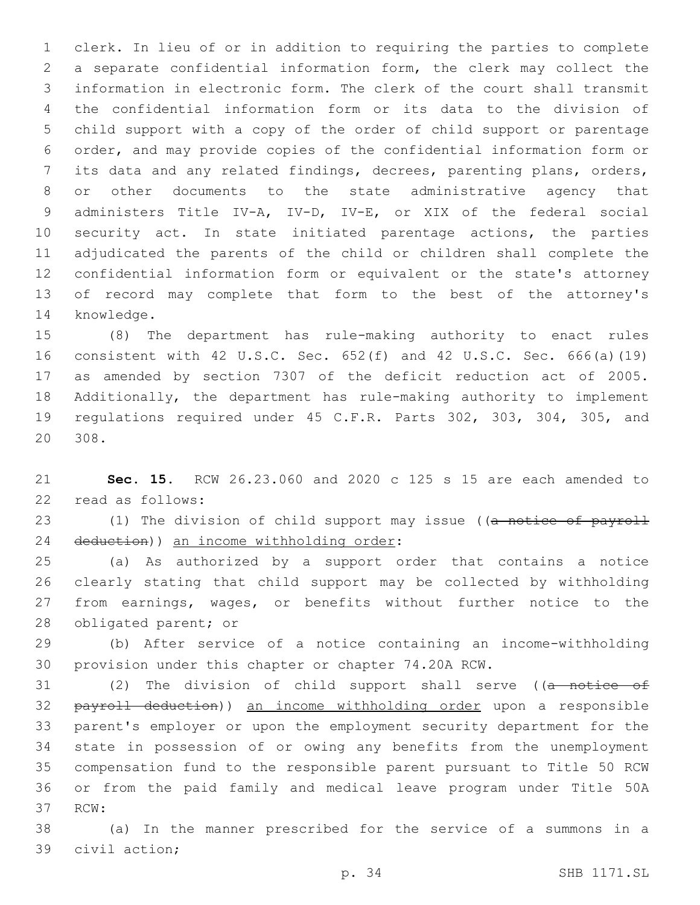clerk. In lieu of or in addition to requiring the parties to complete a separate confidential information form, the clerk may collect the information in electronic form. The clerk of the court shall transmit the confidential information form or its data to the division of child support with a copy of the order of child support or parentage order, and may provide copies of the confidential information form or its data and any related findings, decrees, parenting plans, orders, or other documents to the state administrative agency that administers Title IV-A, IV-D, IV-E, or XIX of the federal social security act. In state initiated parentage actions, the parties adjudicated the parents of the child or children shall complete the confidential information form or equivalent or the state's attorney of record may complete that form to the best of the attorney's knowledge.

(8) The department has rule-making authority to enact rules consistent with 42 U.S.C. Sec. 652(f) and 42 U.S.C. Sec. 666(a)(19) as amended by section 7307 of the deficit reduction act of 2005. Additionally, the department has rule-making authority to implement regulations required under 45 C.F.R. Parts 302, 303, 304, 305, and 308.

**Sec. 15.** RCW 26.23.060 and 2020 c 125 s 15 are each amended to read as follows:

(1) The division of child support may issue ((~~a notice of payroll deduction~~)) <u>an income withholding order</u>:

(a) As authorized by a support order that contains a notice clearly stating that child support may be collected by withholding from earnings, wages, or benefits without further notice to the obligated parent; or

(b) After service of a notice containing an income-withholding provision under this chapter or chapter 74.20A RCW.

(2) The division of child support shall serve ((~~a notice of payroll deduction~~)) <u>an income withholding order</u> upon a responsible parent's employer or upon the employment security department for the state in possession of or owing any benefits from the unemployment compensation fund to the responsible parent pursuant to Title 50 RCW or from the paid family and medical leave program under Title 50A RCW:

(a) In the manner prescribed for the service of a summons in a civil action;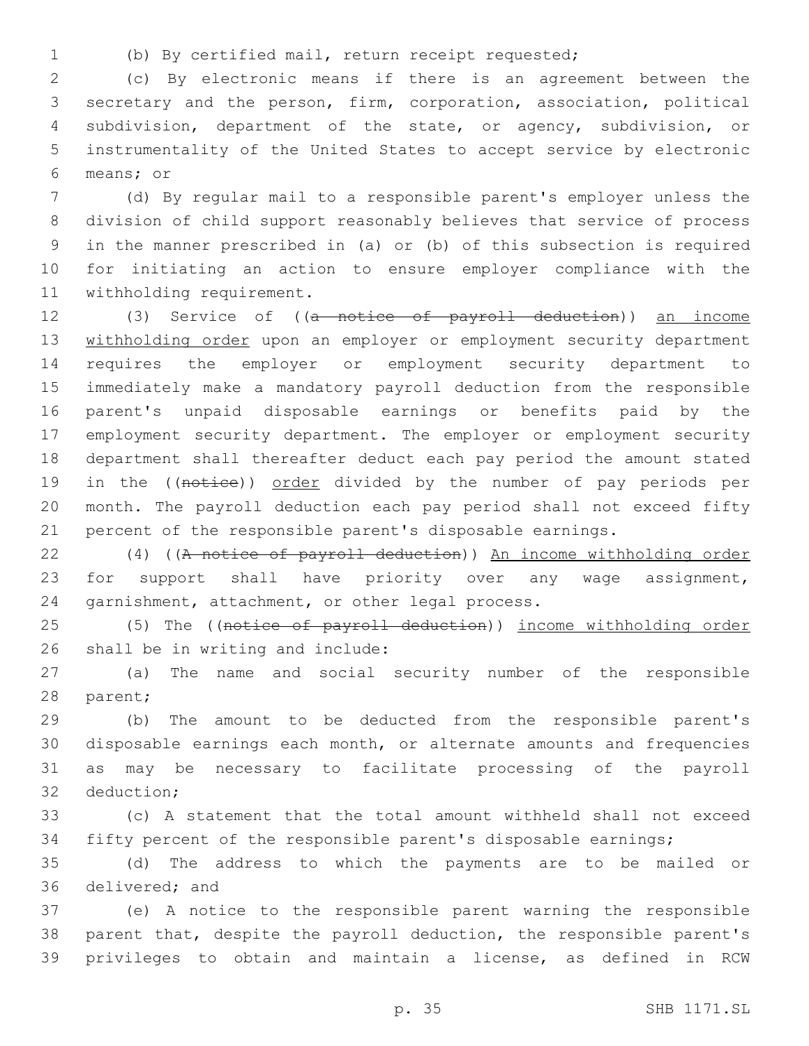(b) By certified mail, return receipt requested;

(c) By electronic means if there is an agreement between the secretary and the person, firm, corporation, association, political subdivision, department of the state, or agency, subdivision, or instrumentality of the United States to accept service by electronic means; or

(d) By regular mail to a responsible parent's employer unless the division of child support reasonably believes that service of process in the manner prescribed in (a) or (b) of this subsection is required for initiating an action to ensure employer compliance with the withholding requirement.

(3) Service of ((~~a notice of payroll deduction~~)) <u>an income withholding order</u> upon an employer or employment security department requires the employer or employment security department to immediately make a mandatory payroll deduction from the responsible parent's unpaid disposable earnings or benefits paid by the employment security department. The employer or employment security department shall thereafter deduct each pay period the amount stated in the ((~~notice~~)) <u>order</u> divided by the number of pay periods per month. The payroll deduction each pay period shall not exceed fifty percent of the responsible parent's disposable earnings.

(4) ((~~A notice of payroll deduction~~)) <u>An income withholding order</u> for support shall have priority over any wage assignment, garnishment, attachment, or other legal process.

(5) The ((~~notice of payroll deduction~~)) <u>income withholding order</u> shall be in writing and include:

(a) The name and social security number of the responsible parent;

(b) The amount to be deducted from the responsible parent's disposable earnings each month, or alternate amounts and frequencies as may be necessary to facilitate processing of the payroll deduction;

(c) A statement that the total amount withheld shall not exceed fifty percent of the responsible parent's disposable earnings;

(d) The address to which the payments are to be mailed or delivered; and

(e) A notice to the responsible parent warning the responsible parent that, despite the payroll deduction, the responsible parent's privileges to obtain and maintain a license, as defined in RCW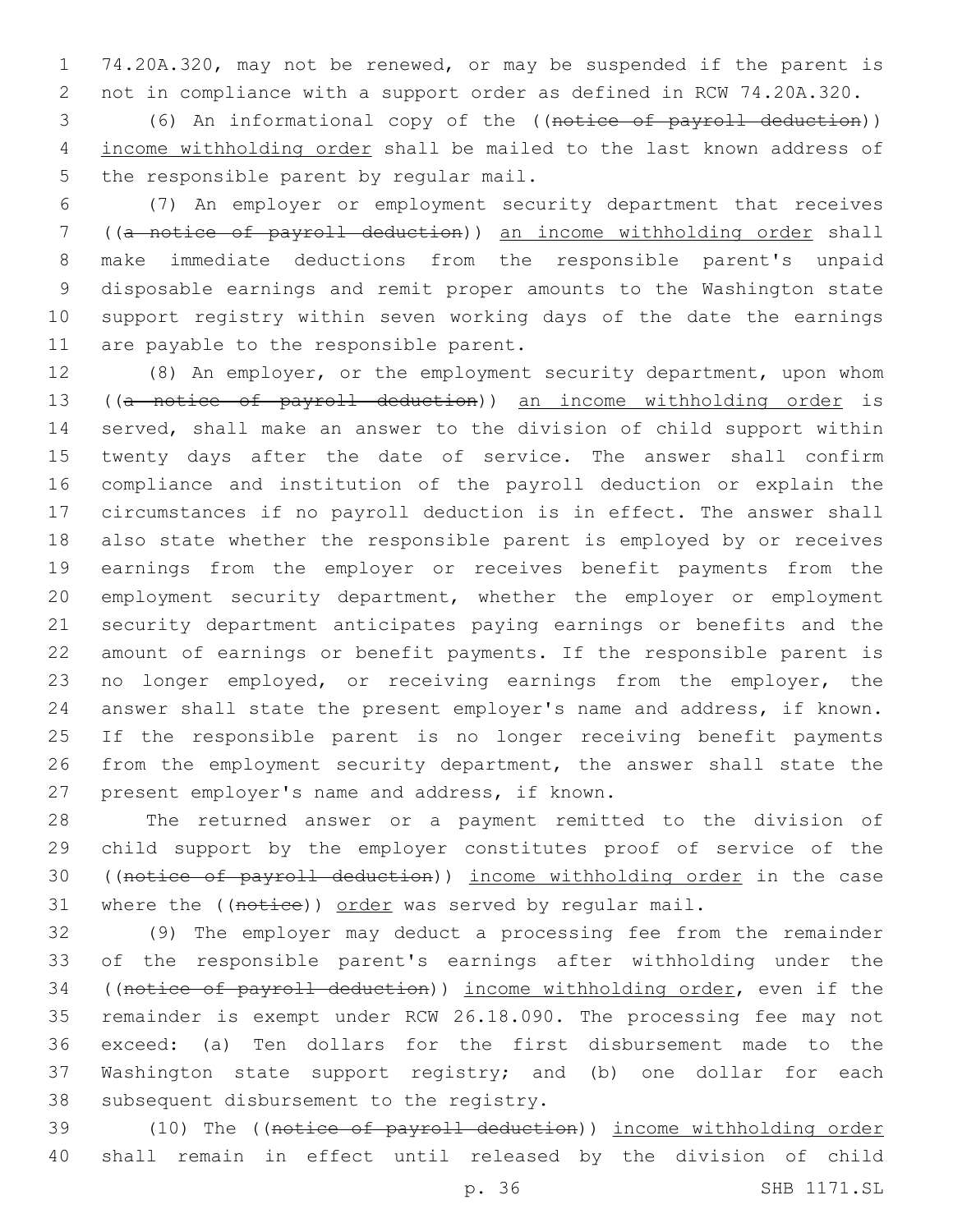74.20A.320, may not be renewed, or may be suspended if the parent is not in compliance with a support order as defined in RCW 74.20A.320.

(6) An informational copy of the ((~~notice of payroll deduction~~)) income withholding order shall be mailed to the last known address of the responsible parent by regular mail.

(7) An employer or employment security department that receives ((~~a notice of payroll deduction~~)) an income withholding order shall make immediate deductions from the responsible parent's unpaid disposable earnings and remit proper amounts to the Washington state support registry within seven working days of the date the earnings are payable to the responsible parent.

(8) An employer, or the employment security department, upon whom ((~~a notice of payroll deduction~~)) an income withholding order is served, shall make an answer to the division of child support within twenty days after the date of service. The answer shall confirm compliance and institution of the payroll deduction or explain the circumstances if no payroll deduction is in effect. The answer shall also state whether the responsible parent is employed by or receives earnings from the employer or receives benefit payments from the employment security department, whether the employer or employment security department anticipates paying earnings or benefits and the amount of earnings or benefit payments. If the responsible parent is no longer employed, or receiving earnings from the employer, the answer shall state the present employer's name and address, if known. If the responsible parent is no longer receiving benefit payments from the employment security department, the answer shall state the present employer's name and address, if known.

The returned answer or a payment remitted to the division of child support by the employer constitutes proof of service of the ((~~notice of payroll deduction~~)) income withholding order in the case where the ((~~notice~~)) order was served by regular mail.

(9) The employer may deduct a processing fee from the remainder of the responsible parent's earnings after withholding under the ((~~notice of payroll deduction~~)) income withholding order, even if the remainder is exempt under RCW 26.18.090. The processing fee may not exceed: (a) Ten dollars for the first disbursement made to the Washington state support registry; and (b) one dollar for each subsequent disbursement to the registry.

(10) The ((~~notice of payroll deduction~~)) income withholding order shall remain in effect until released by the division of child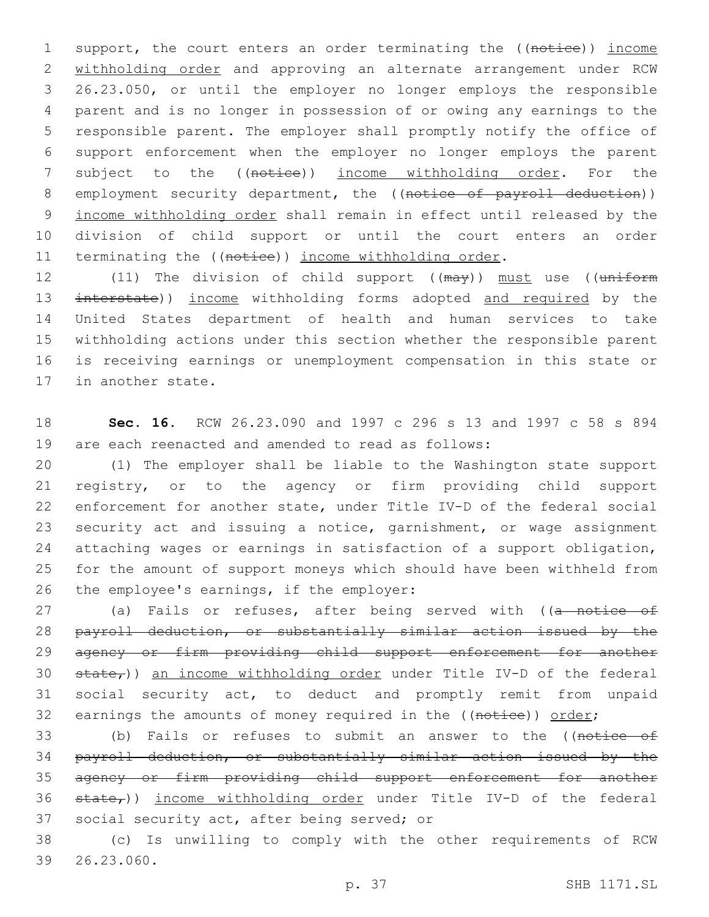support, the court enters an order terminating the ((~~notice~~)) <u>income withholding order</u> and approving an alternate arrangement under RCW 26.23.050, or until the employer no longer employs the responsible parent and is no longer in possession of or owing any earnings to the responsible parent. The employer shall promptly notify the office of support enforcement when the employer no longer employs the parent subject to the ((~~notice~~)) <u>income withholding order</u>. For the employment security department, the ((~~notice of payroll deduction~~)) <u>income withholding order</u> shall remain in effect until released by the division of child support or until the court enters an order terminating the ((~~notice~~)) <u>income withholding order</u>.

(11) The division of child support ((~~may~~)) <u>must</u> use ((~~uniform interstate~~)) <u>income</u> withholding forms adopted <u>and required</u> by the United States department of health and human services to take withholding actions under this section whether the responsible parent is receiving earnings or unemployment compensation in this state or in another state.

**Sec. 16.** RCW 26.23.090 and 1997 c 296 s 13 and 1997 c 58 s 894 are each reenacted and amended to read as follows:

(1) The employer shall be liable to the Washington state support registry, or to the agency or firm providing child support enforcement for another state, under Title IV-D of the federal social security act and issuing a notice, garnishment, or wage assignment attaching wages or earnings in satisfaction of a support obligation, for the amount of support moneys which should have been withheld from the employee's earnings, if the employer:

(a) Fails or refuses, after being served with ((~~a notice of payroll deduction, or substantially similar action issued by the agency or firm providing child support enforcement for another state,~~)) <u>an income withholding order</u> under Title IV-D of the federal social security act, to deduct and promptly remit from unpaid earnings the amounts of money required in the ((~~notice~~)) <u>order</u>;

(b) Fails or refuses to submit an answer to the ((~~notice of payroll deduction, or substantially similar action issued by the agency or firm providing child support enforcement for another state,~~)) <u>income withholding order</u> under Title IV-D of the federal social security act, after being served; or

(c) Is unwilling to comply with the other requirements of RCW 26.23.060.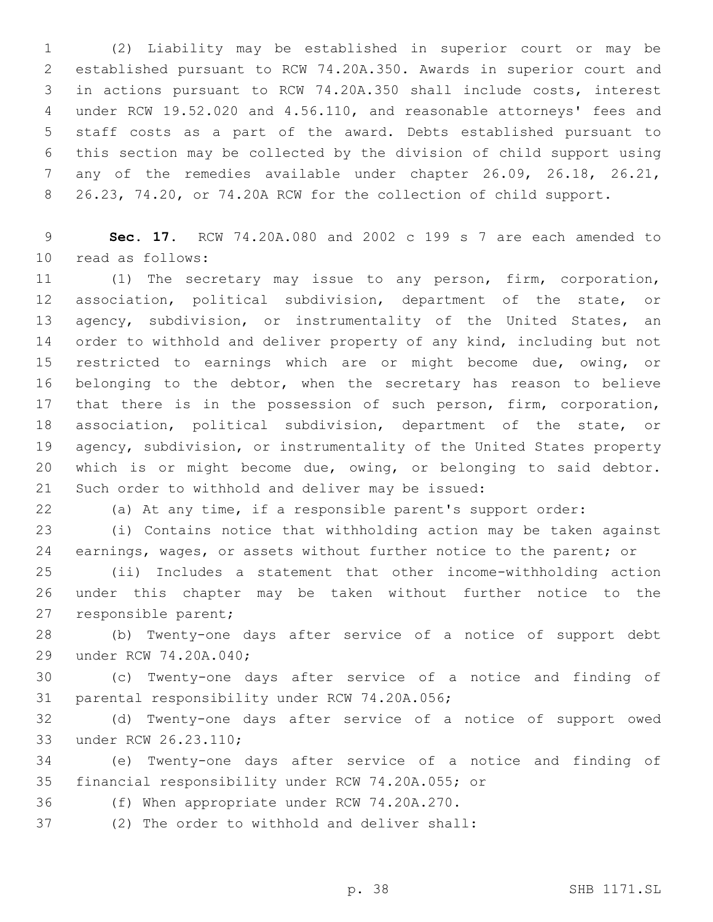(2) Liability may be established in superior court or may be established pursuant to RCW 74.20A.350. Awards in superior court and in actions pursuant to RCW 74.20A.350 shall include costs, interest under RCW 19.52.020 and 4.56.110, and reasonable attorneys' fees and staff costs as a part of the award. Debts established pursuant to this section may be collected by the division of child support using any of the remedies available under chapter 26.09, 26.18, 26.21, 26.23, 74.20, or 74.20A RCW for the collection of child support.

**Sec. 17.** RCW 74.20A.080 and 2002 c 199 s 7 are each amended to read as follows:

(1) The secretary may issue to any person, firm, corporation, association, political subdivision, department of the state, or agency, subdivision, or instrumentality of the United States, an order to withhold and deliver property of any kind, including but not restricted to earnings which are or might become due, owing, or belonging to the debtor, when the secretary has reason to believe that there is in the possession of such person, firm, corporation, association, political subdivision, department of the state, or agency, subdivision, or instrumentality of the United States property which is or might become due, owing, or belonging to said debtor. Such order to withhold and deliver may be issued:

(a) At any time, if a responsible parent's support order:

(i) Contains notice that withholding action may be taken against earnings, wages, or assets without further notice to the parent; or

(ii) Includes a statement that other income-withholding action under this chapter may be taken without further notice to the responsible parent;

(b) Twenty-one days after service of a notice of support debt under RCW 74.20A.040;

(c) Twenty-one days after service of a notice and finding of parental responsibility under RCW 74.20A.056;

(d) Twenty-one days after service of a notice of support owed under RCW 26.23.110;

(e) Twenty-one days after service of a notice and finding of financial responsibility under RCW 74.20A.055; or

(f) When appropriate under RCW 74.20A.270.

(2) The order to withhold and deliver shall: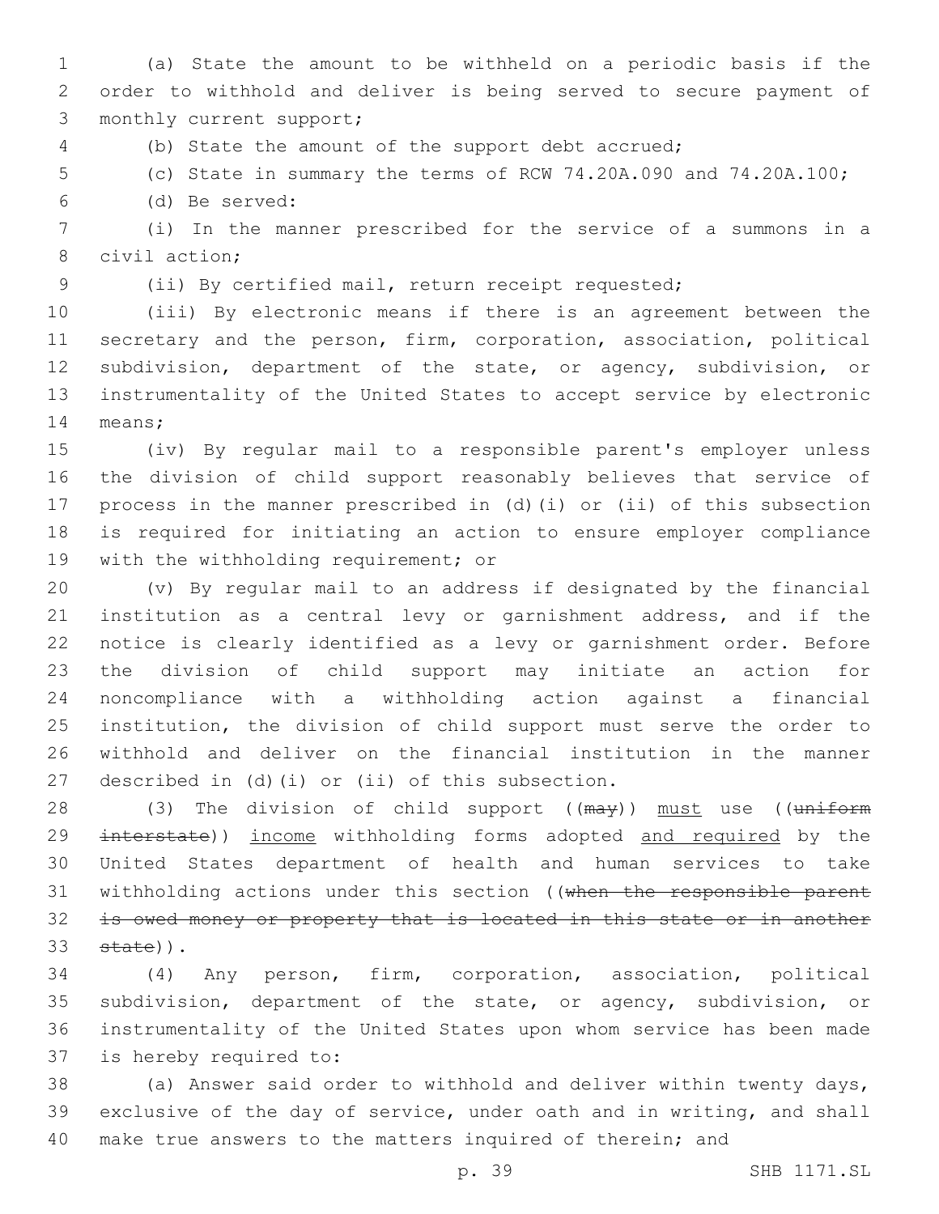(a) State the amount to be withheld on a periodic basis if the order to withhold and deliver is being served to secure payment of monthly current support;

(b) State the amount of the support debt accrued;

(c) State in summary the terms of RCW 74.20A.090 and 74.20A.100;

(d) Be served:

(i) In the manner prescribed for the service of a summons in a civil action;

(ii) By certified mail, return receipt requested;

(iii) By electronic means if there is an agreement between the secretary and the person, firm, corporation, association, political subdivision, department of the state, or agency, subdivision, or instrumentality of the United States to accept service by electronic means;

(iv) By regular mail to a responsible parent's employer unless the division of child support reasonably believes that service of process in the manner prescribed in (d)(i) or (ii) of this subsection is required for initiating an action to ensure employer compliance with the withholding requirement; or

(v) By regular mail to an address if designated by the financial institution as a central levy or garnishment address, and if the notice is clearly identified as a levy or garnishment order. Before the division of child support may initiate an action for noncompliance with a withholding action against a financial institution, the division of child support must serve the order to withhold and deliver on the financial institution in the manner described in (d)(i) or (ii) of this subsection.

(3) The division of child support ((~~may~~)) <u>must</u> use ((~~uniform interstate~~)) <u>income</u> withholding forms adopted <u>and required</u> by the United States department of health and human services to take withholding actions under this section ((~~when the responsible parent is owed money or property that is located in this state or in another state~~)).

(4) Any person, firm, corporation, association, political subdivision, department of the state, or agency, subdivision, or instrumentality of the United States upon whom service has been made is hereby required to:

(a) Answer said order to withhold and deliver within twenty days, exclusive of the day of service, under oath and in writing, and shall make true answers to the matters inquired of therein; and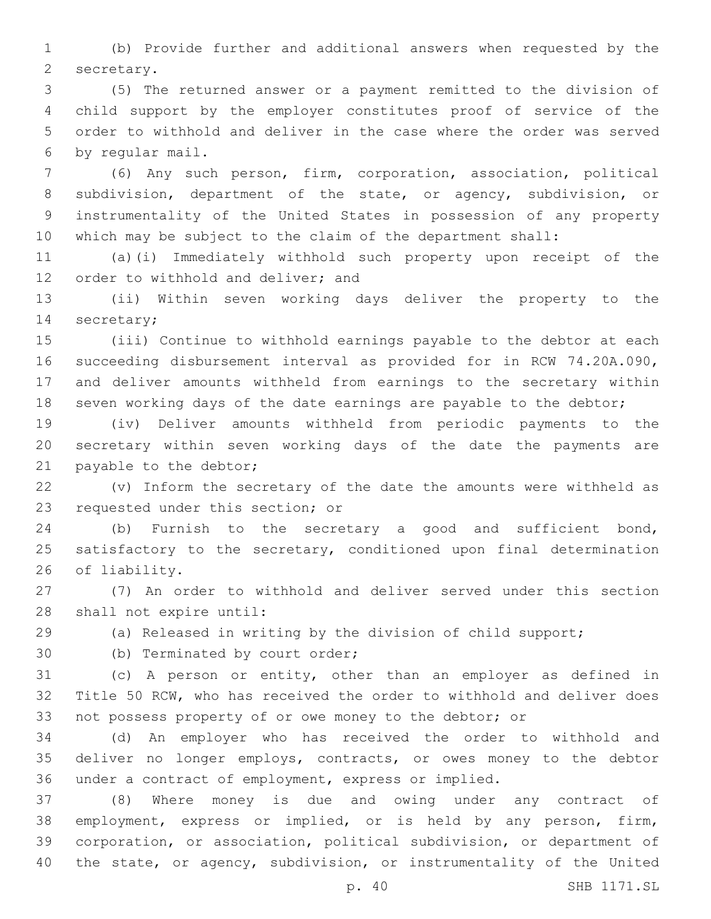(b) Provide further and additional answers when requested by the secretary.

(5) The returned answer or a payment remitted to the division of child support by the employer constitutes proof of service of the order to withhold and deliver in the case where the order was served by regular mail.

(6) Any such person, firm, corporation, association, political subdivision, department of the state, or agency, subdivision, or instrumentality of the United States in possession of any property which may be subject to the claim of the department shall:

(a)(i) Immediately withhold such property upon receipt of the order to withhold and deliver; and

(ii) Within seven working days deliver the property to the secretary;

(iii) Continue to withhold earnings payable to the debtor at each succeeding disbursement interval as provided for in RCW 74.20A.090, and deliver amounts withheld from earnings to the secretary within seven working days of the date earnings are payable to the debtor;

(iv) Deliver amounts withheld from periodic payments to the secretary within seven working days of the date the payments are payable to the debtor;

(v) Inform the secretary of the date the amounts were withheld as requested under this section; or

(b) Furnish to the secretary a good and sufficient bond, satisfactory to the secretary, conditioned upon final determination of liability.

(7) An order to withhold and deliver served under this section shall not expire until:

(a) Released in writing by the division of child support;

(b) Terminated by court order;

(c) A person or entity, other than an employer as defined in Title 50 RCW, who has received the order to withhold and deliver does not possess property of or owe money to the debtor; or

(d) An employer who has received the order to withhold and deliver no longer employs, contracts, or owes money to the debtor under a contract of employment, express or implied.

(8) Where money is due and owing under any contract of employment, express or implied, or is held by any person, firm, corporation, or association, political subdivision, or department of the state, or agency, subdivision, or instrumentality of the United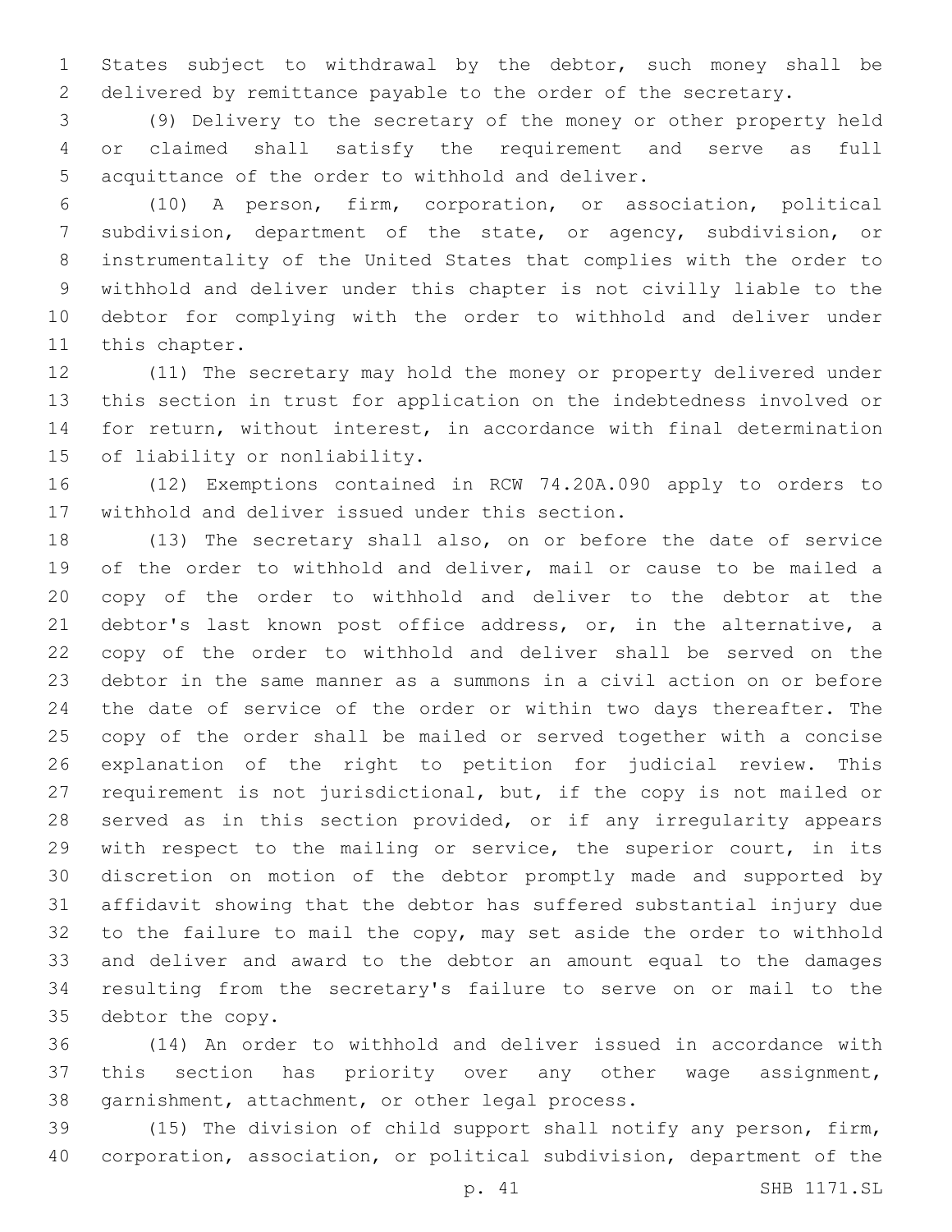States subject to withdrawal by the debtor, such money shall be delivered by remittance payable to the order of the secretary.

(9) Delivery to the secretary of the money or other property held or claimed shall satisfy the requirement and serve as full acquittance of the order to withhold and deliver.

(10) A person, firm, corporation, or association, political subdivision, department of the state, or agency, subdivision, or instrumentality of the United States that complies with the order to withhold and deliver under this chapter is not civilly liable to the debtor for complying with the order to withhold and deliver under this chapter.

(11) The secretary may hold the money or property delivered under this section in trust for application on the indebtedness involved or for return, without interest, in accordance with final determination of liability or nonliability.

(12) Exemptions contained in RCW 74.20A.090 apply to orders to withhold and deliver issued under this section.

(13) The secretary shall also, on or before the date of service of the order to withhold and deliver, mail or cause to be mailed a copy of the order to withhold and deliver to the debtor at the debtor's last known post office address, or, in the alternative, a copy of the order to withhold and deliver shall be served on the debtor in the same manner as a summons in a civil action on or before the date of service of the order or within two days thereafter. The copy of the order shall be mailed or served together with a concise explanation of the right to petition for judicial review. This requirement is not jurisdictional, but, if the copy is not mailed or served as in this section provided, or if any irregularity appears with respect to the mailing or service, the superior court, in its discretion on motion of the debtor promptly made and supported by affidavit showing that the debtor has suffered substantial injury due to the failure to mail the copy, may set aside the order to withhold and deliver and award to the debtor an amount equal to the damages resulting from the secretary's failure to serve on or mail to the debtor the copy.

(14) An order to withhold and deliver issued in accordance with this section has priority over any other wage assignment, garnishment, attachment, or other legal process.

(15) The division of child support shall notify any person, firm, corporation, association, or political subdivision, department of the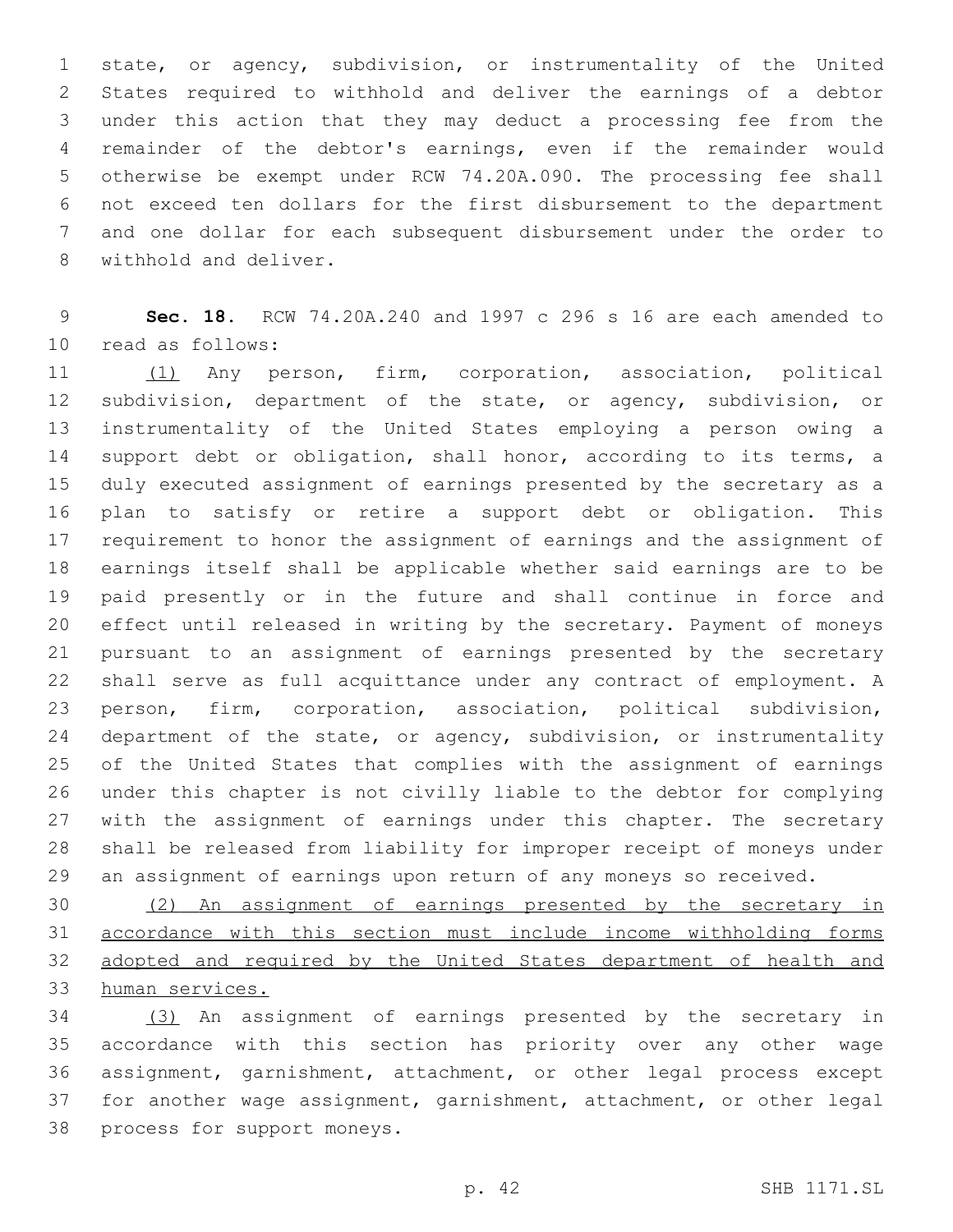state, or agency, subdivision, or instrumentality of the United States required to withhold and deliver the earnings of a debtor under this action that they may deduct a processing fee from the remainder of the debtor's earnings, even if the remainder would otherwise be exempt under RCW 74.20A.090. The processing fee shall not exceed ten dollars for the first disbursement to the department and one dollar for each subsequent disbursement under the order to withhold and deliver.

**Sec. 18.** RCW 74.20A.240 and 1997 c 296 s 16 are each amended to read as follows:

(1) Any person, firm, corporation, association, political subdivision, department of the state, or agency, subdivision, or instrumentality of the United States employing a person owing a support debt or obligation, shall honor, according to its terms, a duly executed assignment of earnings presented by the secretary as a plan to satisfy or retire a support debt or obligation. This requirement to honor the assignment of earnings and the assignment of earnings itself shall be applicable whether said earnings are to be paid presently or in the future and shall continue in force and effect until released in writing by the secretary. Payment of moneys pursuant to an assignment of earnings presented by the secretary shall serve as full acquittance under any contract of employment. A person, firm, corporation, association, political subdivision, department of the state, or agency, subdivision, or instrumentality of the United States that complies with the assignment of earnings under this chapter is not civilly liable to the debtor for complying with the assignment of earnings under this chapter. The secretary shall be released from liability for improper receipt of moneys under an assignment of earnings upon return of any moneys so received.

(2) An assignment of earnings presented by the secretary in accordance with this section must include income withholding forms adopted and required by the United States department of health and human services.

(3) An assignment of earnings presented by the secretary in accordance with this section has priority over any other wage assignment, garnishment, attachment, or other legal process except for another wage assignment, garnishment, attachment, or other legal process for support moneys.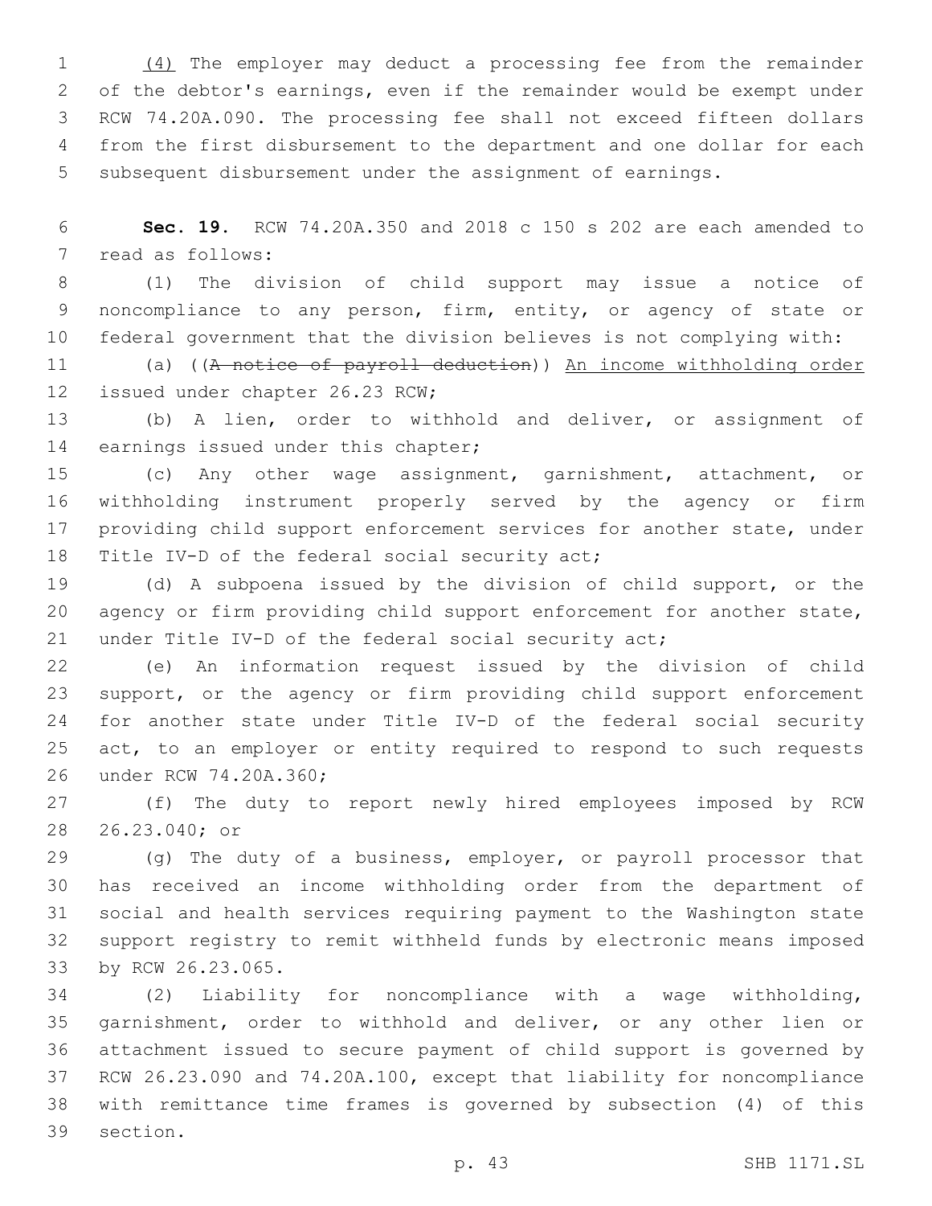(4) The employer may deduct a processing fee from the remainder of the debtor's earnings, even if the remainder would be exempt under RCW 74.20A.090. The processing fee shall not exceed fifteen dollars from the first disbursement to the department and one dollar for each subsequent disbursement under the assignment of earnings.

**Sec. 19.** RCW 74.20A.350 and 2018 c 150 s 202 are each amended to read as follows:

(1) The division of child support may issue a notice of noncompliance to any person, firm, entity, or agency of state or federal government that the division believes is not complying with:

(a) ((~~A notice of payroll deduction~~)) An income withholding order issued under chapter 26.23 RCW;

(b) A lien, order to withhold and deliver, or assignment of earnings issued under this chapter;

(c) Any other wage assignment, garnishment, attachment, or withholding instrument properly served by the agency or firm providing child support enforcement services for another state, under Title IV-D of the federal social security act;

(d) A subpoena issued by the division of child support, or the agency or firm providing child support enforcement for another state, under Title IV-D of the federal social security act;

(e) An information request issued by the division of child support, or the agency or firm providing child support enforcement for another state under Title IV-D of the federal social security act, to an employer or entity required to respond to such requests under RCW 74.20A.360;

(f) The duty to report newly hired employees imposed by RCW 26.23.040; or

(g) The duty of a business, employer, or payroll processor that has received an income withholding order from the department of social and health services requiring payment to the Washington state support registry to remit withheld funds by electronic means imposed by RCW 26.23.065.

(2) Liability for noncompliance with a wage withholding, garnishment, order to withhold and deliver, or any other lien or attachment issued to secure payment of child support is governed by RCW 26.23.090 and 74.20A.100, except that liability for noncompliance with remittance time frames is governed by subsection (4) of this section.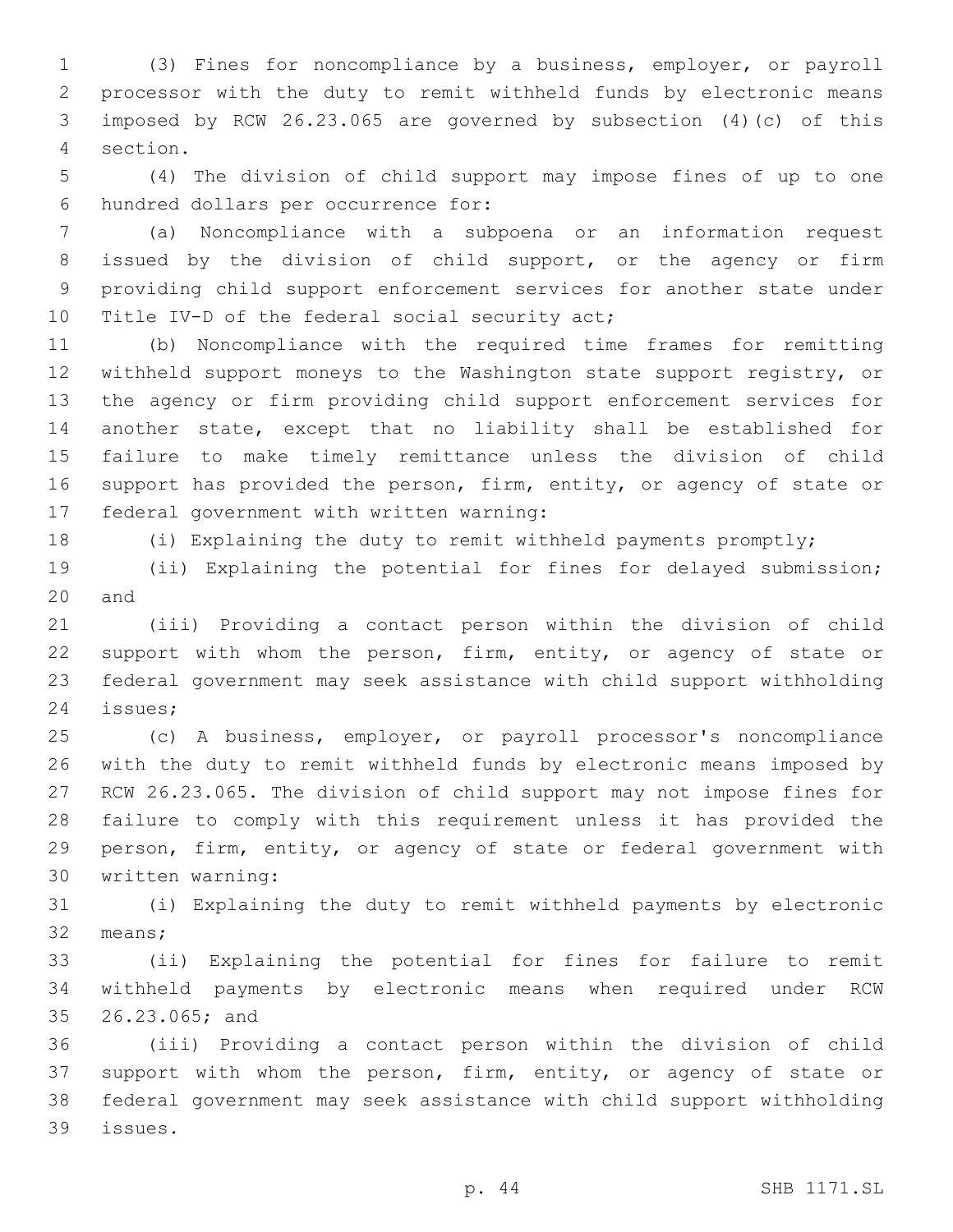(3) Fines for noncompliance by a business, employer, or payroll processor with the duty to remit withheld funds by electronic means imposed by RCW 26.23.065 are governed by subsection (4)(c) of this section.

(4) The division of child support may impose fines of up to one hundred dollars per occurrence for:

(a) Noncompliance with a subpoena or an information request issued by the division of child support, or the agency or firm providing child support enforcement services for another state under Title IV-D of the federal social security act;

(b) Noncompliance with the required time frames for remitting withheld support moneys to the Washington state support registry, or the agency or firm providing child support enforcement services for another state, except that no liability shall be established for failure to make timely remittance unless the division of child support has provided the person, firm, entity, or agency of state or federal government with written warning:

(i) Explaining the duty to remit withheld payments promptly;

(ii) Explaining the potential for fines for delayed submission; and

(iii) Providing a contact person within the division of child support with whom the person, firm, entity, or agency of state or federal government may seek assistance with child support withholding issues;

(c) A business, employer, or payroll processor's noncompliance with the duty to remit withheld funds by electronic means imposed by RCW 26.23.065. The division of child support may not impose fines for failure to comply with this requirement unless it has provided the person, firm, entity, or agency of state or federal government with written warning:

(i) Explaining the duty to remit withheld payments by electronic means;

(ii) Explaining the potential for fines for failure to remit withheld payments by electronic means when required under RCW 26.23.065; and

(iii) Providing a contact person within the division of child support with whom the person, firm, entity, or agency of state or federal government may seek assistance with child support withholding issues.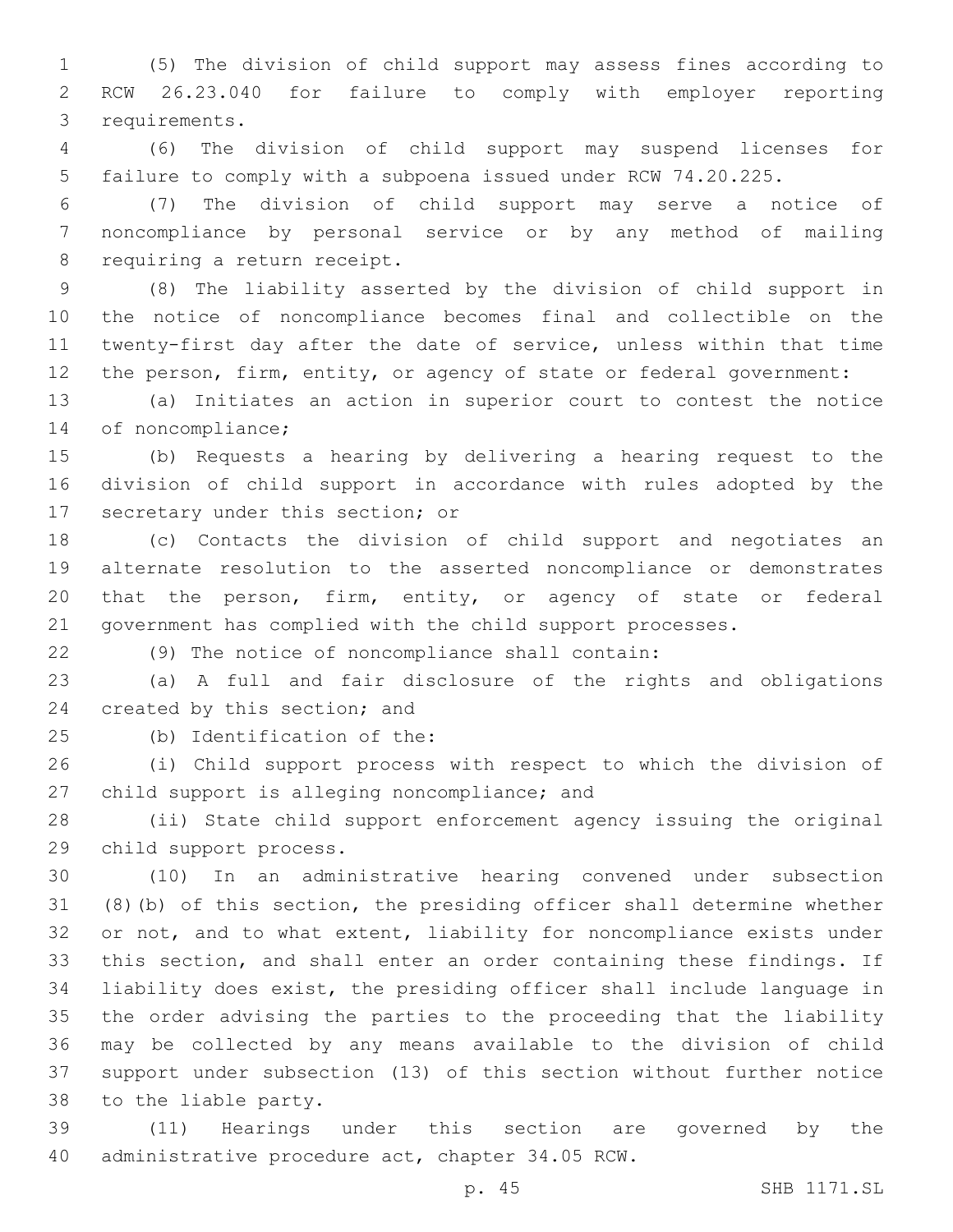(5) The division of child support may assess fines according to RCW 26.23.040 for failure to comply with employer reporting requirements.

(6) The division of child support may suspend licenses for failure to comply with a subpoena issued under RCW 74.20.225.

(7) The division of child support may serve a notice of noncompliance by personal service or by any method of mailing requiring a return receipt.

(8) The liability asserted by the division of child support in the notice of noncompliance becomes final and collectible on the twenty-first day after the date of service, unless within that time the person, firm, entity, or agency of state or federal government:

(a) Initiates an action in superior court to contest the notice of noncompliance;

(b) Requests a hearing by delivering a hearing request to the division of child support in accordance with rules adopted by the secretary under this section; or

(c) Contacts the division of child support and negotiates an alternate resolution to the asserted noncompliance or demonstrates that the person, firm, entity, or agency of state or federal government has complied with the child support processes.

(9) The notice of noncompliance shall contain:

(a) A full and fair disclosure of the rights and obligations created by this section; and

(b) Identification of the:

(i) Child support process with respect to which the division of child support is alleging noncompliance; and

(ii) State child support enforcement agency issuing the original child support process.

(10) In an administrative hearing convened under subsection (8)(b) of this section, the presiding officer shall determine whether or not, and to what extent, liability for noncompliance exists under this section, and shall enter an order containing these findings. If liability does exist, the presiding officer shall include language in the order advising the parties to the proceeding that the liability may be collected by any means available to the division of child support under subsection (13) of this section without further notice to the liable party.

(11) Hearings under this section are governed by the administrative procedure act, chapter 34.05 RCW.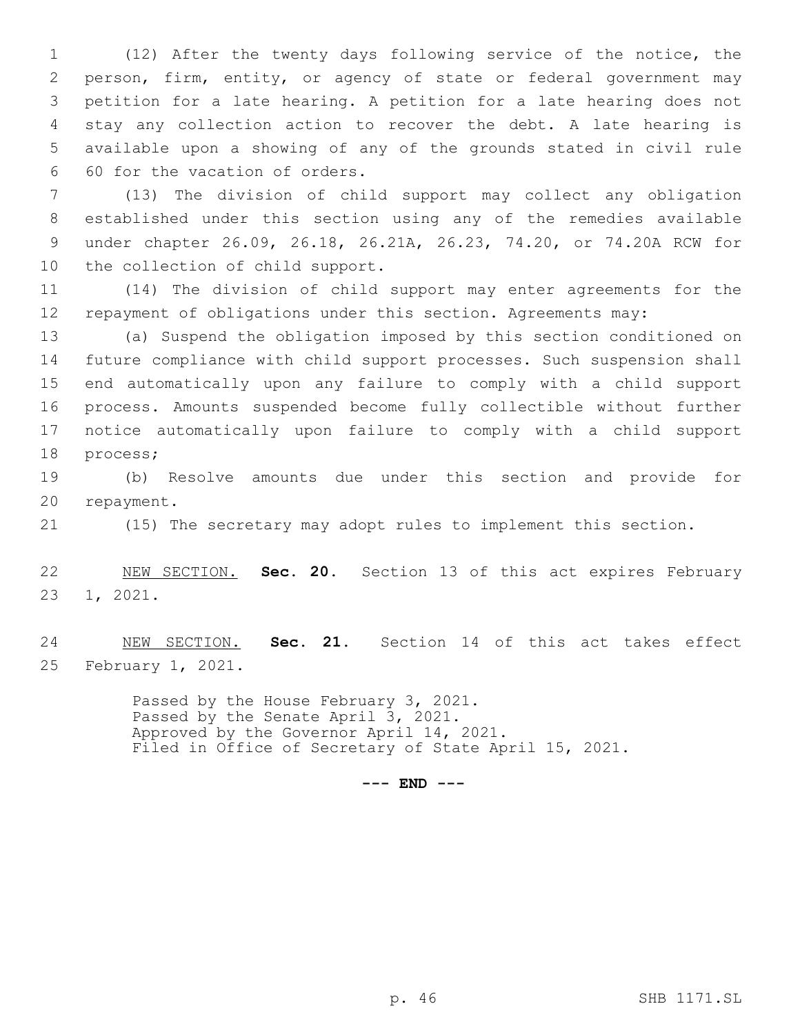(12) After the twenty days following service of the notice, the person, firm, entity, or agency of state or federal government may petition for a late hearing. A petition for a late hearing does not stay any collection action to recover the debt. A late hearing is available upon a showing of any of the grounds stated in civil rule 60 for the vacation of orders.

(13) The division of child support may collect any obligation established under this section using any of the remedies available under chapter 26.09, 26.18, 26.21A, 26.23, 74.20, or 74.20A RCW for the collection of child support.

(14) The division of child support may enter agreements for the repayment of obligations under this section. Agreements may:

(a) Suspend the obligation imposed by this section conditioned on future compliance with child support processes. Such suspension shall end automatically upon any failure to comply with a child support process. Amounts suspended become fully collectible without further notice automatically upon failure to comply with a child support process;

(b) Resolve amounts due under this section and provide for repayment.

(15) The secretary may adopt rules to implement this section.

NEW SECTION. **Sec. 20.** Section 13 of this act expires February 1, 2021.

NEW SECTION. **Sec. 21.** Section 14 of this act takes effect February 1, 2021.

Passed by the House February 3, 2021.
Passed by the Senate April 3, 2021.
Approved by the Governor April 14, 2021.
Filed in Office of Secretary of State April 15, 2021.

**--- END ---**